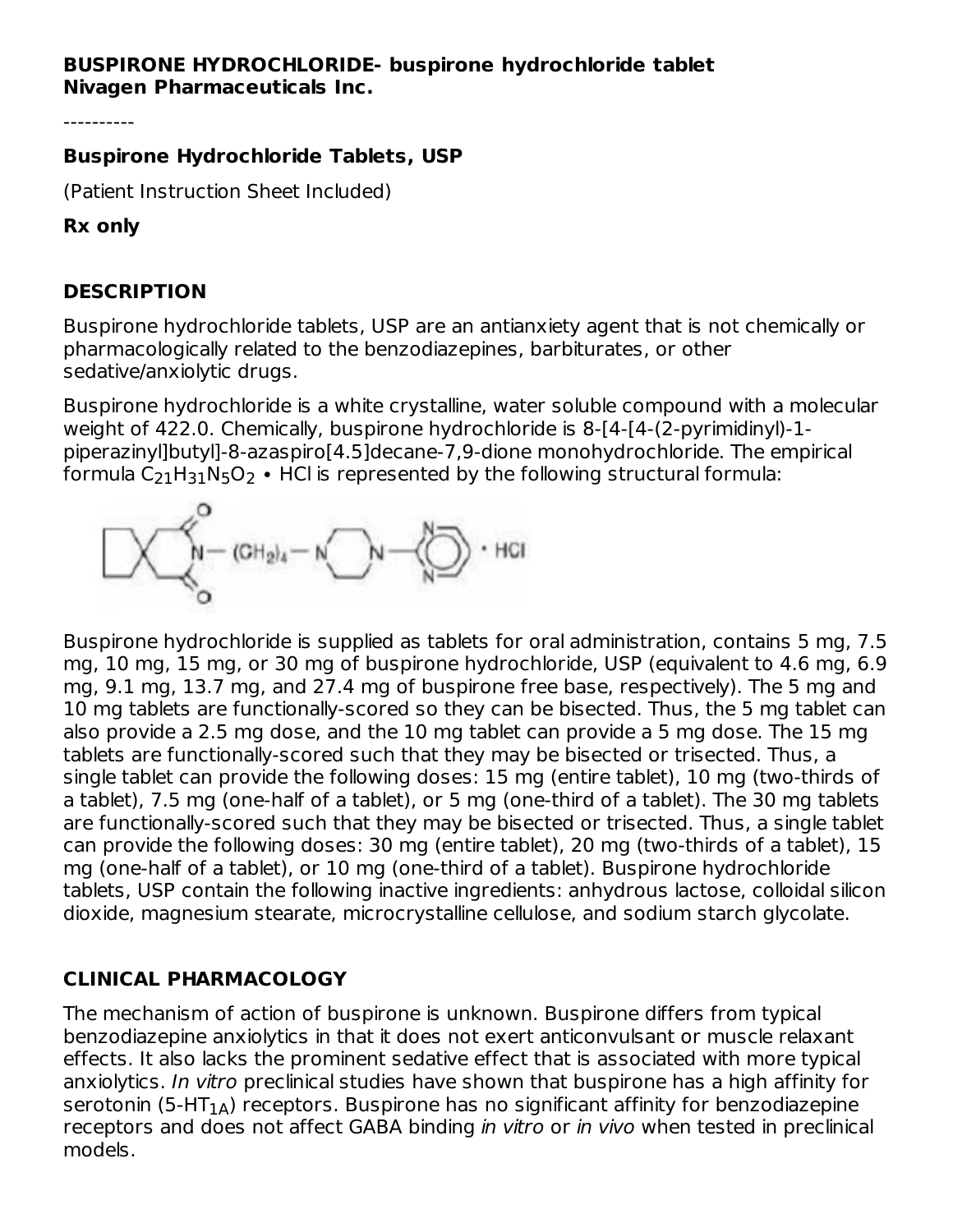**BUSPIRONE HYDROCHLORIDE- buspirone hydrochloride tablet**
**Nivagen Pharmaceuticals Inc.**

----------

### Buspirone Hydrochloride Tablets, USP

(Patient Instruction Sheet Included)

**Rx only**

## DESCRIPTION

Buspirone hydrochloride tablets, USP are an antianxiety agent that is not chemically or pharmacologically related to the benzodiazepines, barbiturates, or other sedative/anxiolytic drugs.

Buspirone hydrochloride is a white crystalline, water soluble compound with a molecular weight of 422.0. Chemically, buspirone hydrochloride is 8-[4-[4-(2-pyrimidinyl)-1-piperazinyl]butyl]-8-azaspiro[4.5]decane-7,9-dione monohydrochloride. The empirical formula $C_{21}H_{31}N_5O_2$ • HCl is represented by the following structural formula:

Buspirone hydrochloride is supplied as tablets for oral administration, contains 5 mg, 7.5 mg, 10 mg, 15 mg, or 30 mg of buspirone hydrochloride, USP (equivalent to 4.6 mg, 6.9 mg, 9.1 mg, 13.7 mg, and 27.4 mg of buspirone free base, respectively). The 5 mg and 10 mg tablets are functionally-scored so they can be bisected. Thus, the 5 mg tablet can also provide a 2.5 mg dose, and the 10 mg tablet can provide a 5 mg dose. The 15 mg tablets are functionally-scored such that they may be bisected or trisected. Thus, a single tablet can provide the following doses: 15 mg (entire tablet), 10 mg (two-thirds of a tablet), 7.5 mg (one-half of a tablet), or 5 mg (one-third of a tablet). The 30 mg tablets are functionally-scored such that they may be bisected or trisected. Thus, a single tablet can provide the following doses: 30 mg (entire tablet), 20 mg (two-thirds of a tablet), 15 mg (one-half of a tablet), or 10 mg (one-third of a tablet). Buspirone hydrochloride tablets, USP contain the following inactive ingredients: anhydrous lactose, colloidal silicon dioxide, magnesium stearate, microcrystalline cellulose, and sodium starch glycolate.

## CLINICAL PHARMACOLOGY

The mechanism of action of buspirone is unknown. Buspirone differs from typical benzodiazepine anxiolytics in that it does not exert anticonvulsant or muscle relaxant effects. It also lacks the prominent sedative effect that is associated with more typical anxiolytics. *In vitro* preclinical studies have shown that buspirone has a high affinity for serotonin ($5\text{-}HT_{1A}$) receptors. Buspirone has no significant affinity for benzodiazepine receptors and does not affect GABA binding *in vitro* or *in vivo* when tested in preclinical models.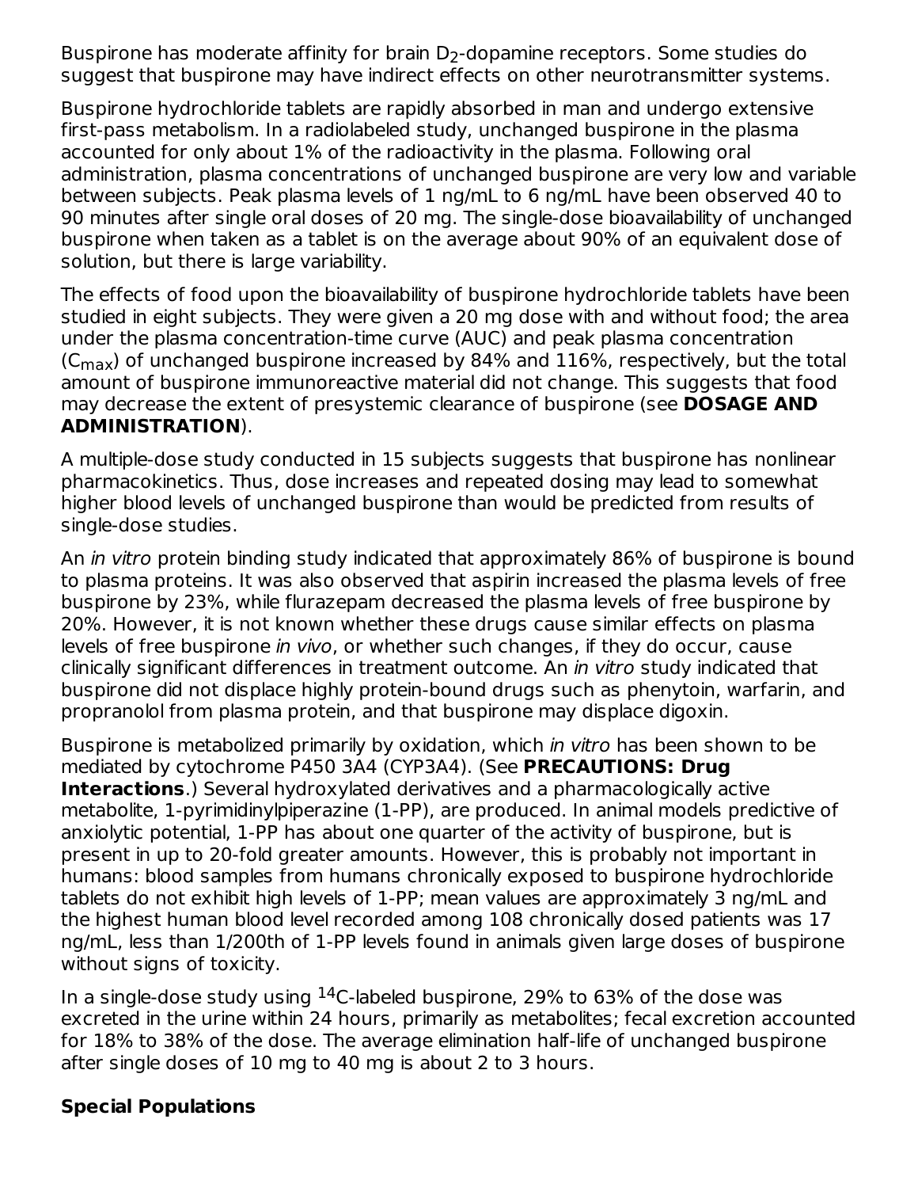Buspirone has moderate affinity for brain $D_2$-dopamine receptors. Some studies do suggest that buspirone may have indirect effects on other neurotransmitter systems.

Buspirone hydrochloride tablets are rapidly absorbed in man and undergo extensive first-pass metabolism. In a radiolabeled study, unchanged buspirone in the plasma accounted for only about 1% of the radioactivity in the plasma. Following oral administration, plasma concentrations of unchanged buspirone are very low and variable between subjects. Peak plasma levels of 1 ng/mL to 6 ng/mL have been observed 40 to 90 minutes after single oral doses of 20 mg. The single-dose bioavailability of unchanged buspirone when taken as a tablet is on the average about 90% of an equivalent dose of solution, but there is large variability.

The effects of food upon the bioavailability of buspirone hydrochloride tablets have been studied in eight subjects. They were given a 20 mg dose with and without food; the area under the plasma concentration-time curve (AUC) and peak plasma concentration ($C_{max}$) of unchanged buspirone increased by 84% and 116%, respectively, but the total amount of buspirone immunoreactive material did not change. This suggests that food may decrease the extent of presystemic clearance of buspirone (see **DOSAGE AND ADMINISTRATION**).

A multiple-dose study conducted in 15 subjects suggests that buspirone has nonlinear pharmacokinetics. Thus, dose increases and repeated dosing may lead to somewhat higher blood levels of unchanged buspirone than would be predicted from results of single-dose studies.

An *in vitro* protein binding study indicated that approximately 86% of buspirone is bound to plasma proteins. It was also observed that aspirin increased the plasma levels of free buspirone by 23%, while flurazepam decreased the plasma levels of free buspirone by 20%. However, it is not known whether these drugs cause similar effects on plasma levels of free buspirone *in vivo*, or whether such changes, if they do occur, cause clinically significant differences in treatment outcome. An *in vitro* study indicated that buspirone did not displace highly protein-bound drugs such as phenytoin, warfarin, and propranolol from plasma protein, and that buspirone may displace digoxin.

Buspirone is metabolized primarily by oxidation, which *in vitro* has been shown to be mediated by cytochrome P450 3A4 (CYP3A4). (See **PRECAUTIONS: Drug Interactions**.) Several hydroxylated derivatives and a pharmacologically active metabolite, 1-pyrimidinylpiperazine (1-PP), are produced. In animal models predictive of anxiolytic potential, 1-PP has about one quarter of the activity of buspirone, but is present in up to 20-fold greater amounts. However, this is probably not important in humans: blood samples from humans chronically exposed to buspirone hydrochloride tablets do not exhibit high levels of 1-PP; mean values are approximately 3 ng/mL and the highest human blood level recorded among 108 chronically dosed patients was 17 ng/mL, less than 1/200th of 1-PP levels found in animals given large doses of buspirone without signs of toxicity.

In a single-dose study using $^{14}C$-labeled buspirone, 29% to 63% of the dose was excreted in the urine within 24 hours, primarily as metabolites; fecal excretion accounted for 18% to 38% of the dose. The average elimination half-life of unchanged buspirone after single doses of 10 mg to 40 mg is about 2 to 3 hours.

### Special Populations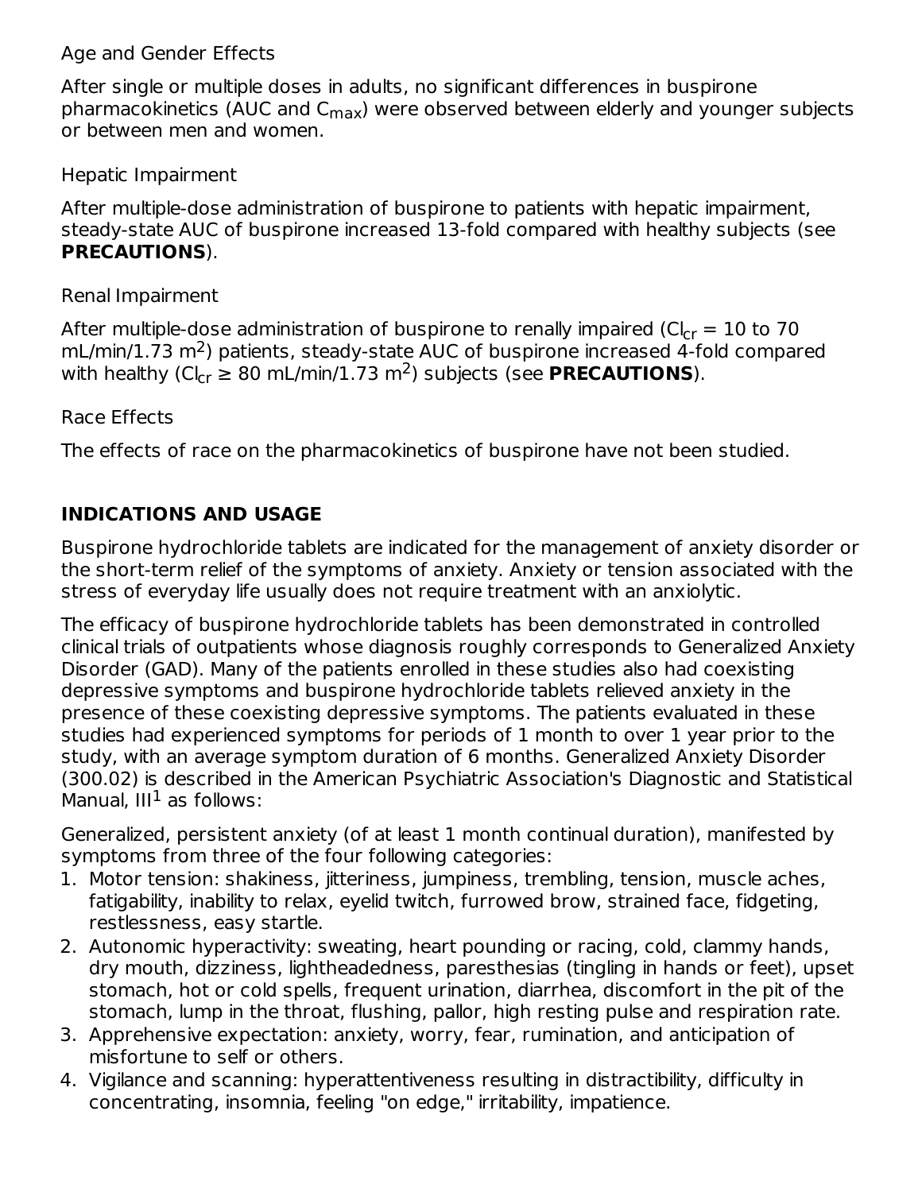Age and Gender Effects

After single or multiple doses in adults, no significant differences in buspirone pharmacokinetics (AUC and $C_{max}$) were observed between elderly and younger subjects or between men and women.

Hepatic Impairment

After multiple-dose administration of buspirone to patients with hepatic impairment, steady-state AUC of buspirone increased 13-fold compared with healthy subjects (see **PRECAUTIONS**).

Renal Impairment

After multiple-dose administration of buspirone to renally impaired ($Cl_{cr}$ = 10 to 70 mL/min/1.73 $m^2$) patients, steady-state AUC of buspirone increased 4-fold compared with healthy ($Cl_{cr}$ ≥ 80 mL/min/1.73 $m^2$) subjects (see **PRECAUTIONS**).

Race Effects

The effects of race on the pharmacokinetics of buspirone have not been studied.

## INDICATIONS AND USAGE

Buspirone hydrochloride tablets are indicated for the management of anxiety disorder or the short-term relief of the symptoms of anxiety. Anxiety or tension associated with the stress of everyday life usually does not require treatment with an anxiolytic.

The efficacy of buspirone hydrochloride tablets has been demonstrated in controlled clinical trials of outpatients whose diagnosis roughly corresponds to Generalized Anxiety Disorder (GAD). Many of the patients enrolled in these studies also had coexisting depressive symptoms and buspirone hydrochloride tablets relieved anxiety in the presence of these coexisting depressive symptoms. The patients evaluated in these studies had experienced symptoms for periods of 1 month to over 1 year prior to the study, with an average symptom duration of 6 months. Generalized Anxiety Disorder (300.02) is described in the American Psychiatric Association's Diagnostic and Statistical Manual, III[1] as follows:

Generalized, persistent anxiety (of at least 1 month continual duration), manifested by symptoms from three of the four following categories:

1. Motor tension: shakiness, jitteriness, jumpiness, trembling, tension, muscle aches, fatigability, inability to relax, eyelid twitch, furrowed brow, strained face, fidgeting, restlessness, easy startle.
2. Autonomic hyperactivity: sweating, heart pounding or racing, cold, clammy hands, dry mouth, dizziness, lightheadedness, paresthesias (tingling in hands or feet), upset stomach, hot or cold spells, frequent urination, diarrhea, discomfort in the pit of the stomach, lump in the throat, flushing, pallor, high resting pulse and respiration rate.
3. Apprehensive expectation: anxiety, worry, fear, rumination, and anticipation of misfortune to self or others.
4. Vigilance and scanning: hyperattentiveness resulting in distractibility, difficulty in concentrating, insomnia, feeling "on edge," irritability, impatience.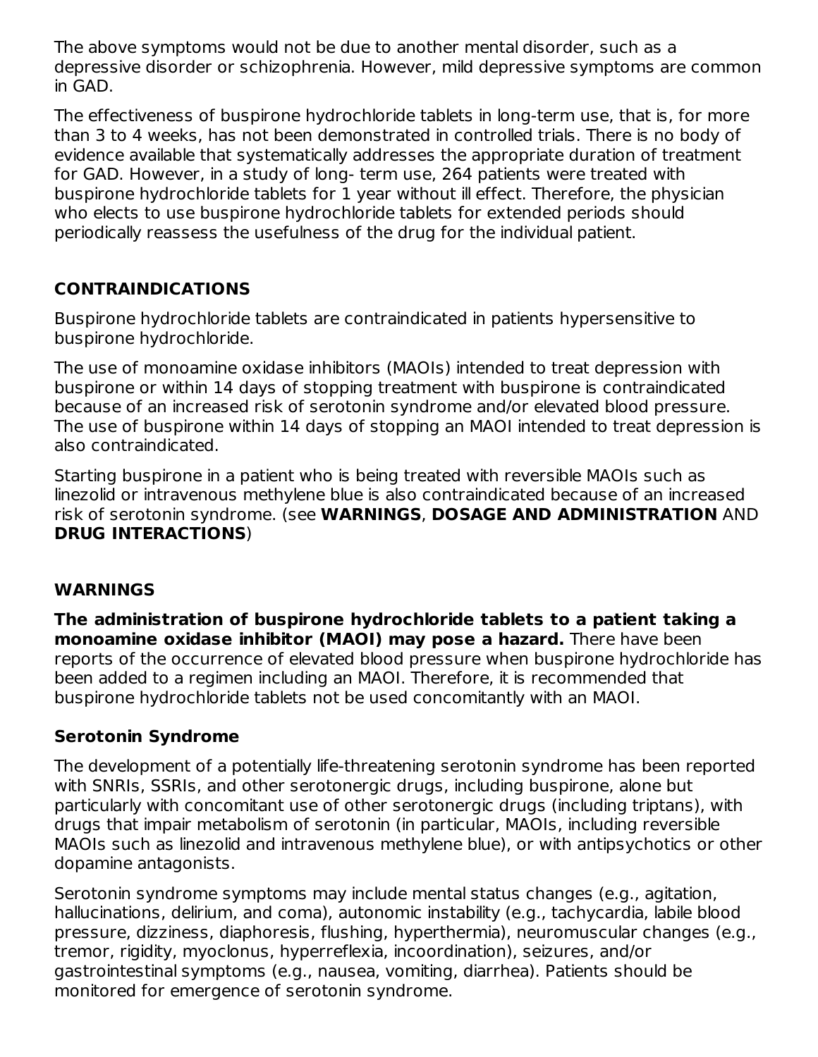The above symptoms would not be due to another mental disorder, such as a depressive disorder or schizophrenia. However, mild depressive symptoms are common in GAD.

The effectiveness of buspirone hydrochloride tablets in long-term use, that is, for more than 3 to 4 weeks, has not been demonstrated in controlled trials. There is no body of evidence available that systematically addresses the appropriate duration of treatment for GAD. However, in a study of long- term use, 264 patients were treated with buspirone hydrochloride tablets for 1 year without ill effect. Therefore, the physician who elects to use buspirone hydrochloride tablets for extended periods should periodically reassess the usefulness of the drug for the individual patient.

## CONTRAINDICATIONS

Buspirone hydrochloride tablets are contraindicated in patients hypersensitive to buspirone hydrochloride.

The use of monoamine oxidase inhibitors (MAOIs) intended to treat depression with buspirone or within 14 days of stopping treatment with buspirone is contraindicated because of an increased risk of serotonin syndrome and/or elevated blood pressure. The use of buspirone within 14 days of stopping an MAOI intended to treat depression is also contraindicated.

Starting buspirone in a patient who is being treated with reversible MAOIs such as linezolid or intravenous methylene blue is also contraindicated because of an increased risk of serotonin syndrome. (see **WARNINGS**, **DOSAGE AND ADMINISTRATION** AND **DRUG INTERACTIONS**)

## WARNINGS

**The administration of buspirone hydrochloride tablets to a patient taking a monoamine oxidase inhibitor (MAOI) may pose a hazard.** There have been reports of the occurrence of elevated blood pressure when buspirone hydrochloride has been added to a regimen including an MAOI. Therefore, it is recommended that buspirone hydrochloride tablets not be used concomitantly with an MAOI.

### Serotonin Syndrome

The development of a potentially life-threatening serotonin syndrome has been reported with SNRIs, SSRIs, and other serotonergic drugs, including buspirone, alone but particularly with concomitant use of other serotonergic drugs (including triptans), with drugs that impair metabolism of serotonin (in particular, MAOIs, including reversible MAOIs such as linezolid and intravenous methylene blue), or with antipsychotics or other dopamine antagonists.

Serotonin syndrome symptoms may include mental status changes (e.g., agitation, hallucinations, delirium, and coma), autonomic instability (e.g., tachycardia, labile blood pressure, dizziness, diaphoresis, flushing, hyperthermia), neuromuscular changes (e.g., tremor, rigidity, myoclonus, hyperreflexia, incoordination), seizures, and/or gastrointestinal symptoms (e.g., nausea, vomiting, diarrhea). Patients should be monitored for emergence of serotonin syndrome.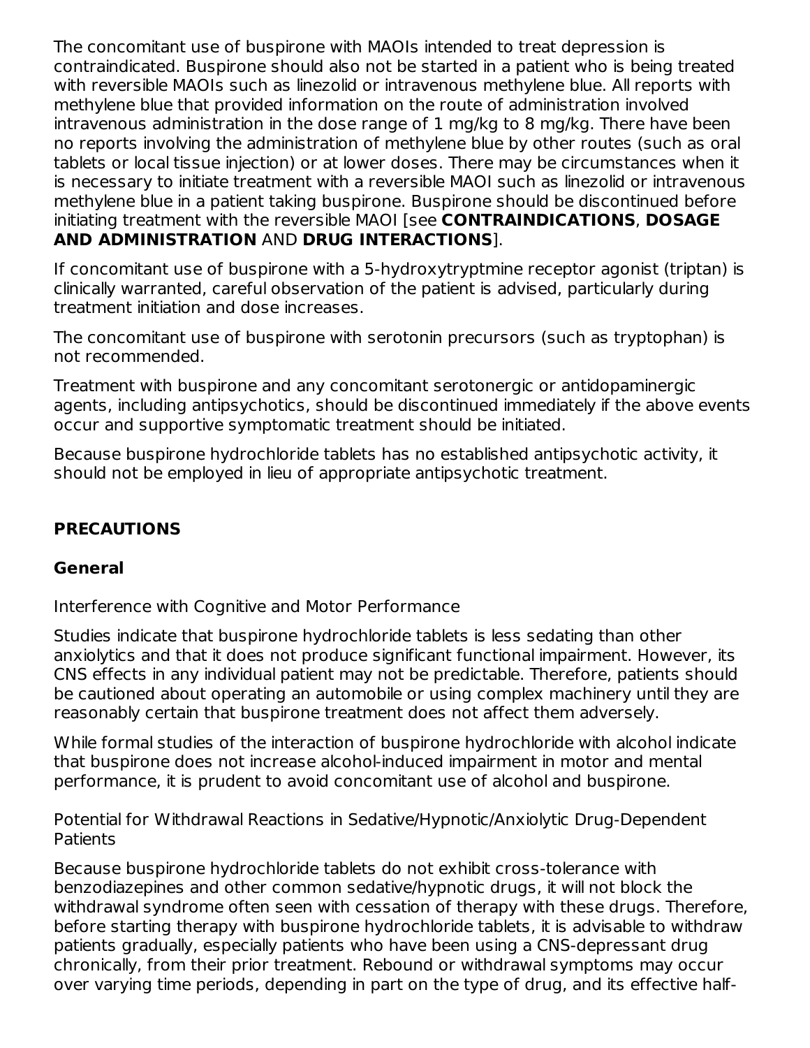The concomitant use of buspirone with MAOIs intended to treat depression is contraindicated. Buspirone should also not be started in a patient who is being treated with reversible MAOIs such as linezolid or intravenous methylene blue. All reports with methylene blue that provided information on the route of administration involved intravenous administration in the dose range of 1 mg/kg to 8 mg/kg. There have been no reports involving the administration of methylene blue by other routes (such as oral tablets or local tissue injection) or at lower doses. There may be circumstances when it is necessary to initiate treatment with a reversible MAOI such as linezolid or intravenous methylene blue in a patient taking buspirone. Buspirone should be discontinued before initiating treatment with the reversible MAOI [see **CONTRAINDICATIONS**, **DOSAGE AND ADMINISTRATION** AND **DRUG INTERACTIONS**].

If concomitant use of buspirone with a 5-hydroxytryptmine receptor agonist (triptan) is clinically warranted, careful observation of the patient is advised, particularly during treatment initiation and dose increases.

The concomitant use of buspirone with serotonin precursors (such as tryptophan) is not recommended.

Treatment with buspirone and any concomitant serotonergic or antidopaminergic agents, including antipsychotics, should be discontinued immediately if the above events occur and supportive symptomatic treatment should be initiated.

Because buspirone hydrochloride tablets has no established antipsychotic activity, it should not be employed in lieu of appropriate antipsychotic treatment.

## PRECAUTIONS

### General

Interference with Cognitive and Motor Performance

Studies indicate that buspirone hydrochloride tablets is less sedating than other anxiolytics and that it does not produce significant functional impairment. However, its CNS effects in any individual patient may not be predictable. Therefore, patients should be cautioned about operating an automobile or using complex machinery until they are reasonably certain that buspirone treatment does not affect them adversely.

While formal studies of the interaction of buspirone hydrochloride with alcohol indicate that buspirone does not increase alcohol-induced impairment in motor and mental performance, it is prudent to avoid concomitant use of alcohol and buspirone.

Potential for Withdrawal Reactions in Sedative/Hypnotic/Anxiolytic Drug-Dependent Patients

Because buspirone hydrochloride tablets do not exhibit cross-tolerance with benzodiazepines and other common sedative/hypnotic drugs, it will not block the withdrawal syndrome often seen with cessation of therapy with these drugs. Therefore, before starting therapy with buspirone hydrochloride tablets, it is advisable to withdraw patients gradually, especially patients who have been using a CNS-depressant drug chronically, from their prior treatment. Rebound or withdrawal symptoms may occur over varying time periods, depending in part on the type of drug, and its effective half-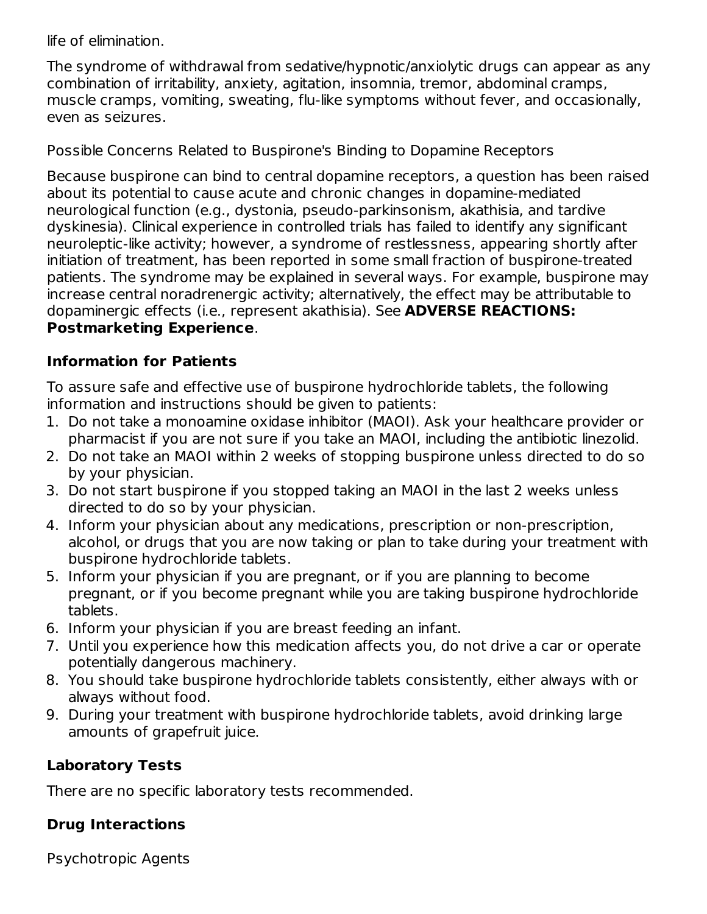life of elimination.

The syndrome of withdrawal from sedative/hypnotic/anxiolytic drugs can appear as any combination of irritability, anxiety, agitation, insomnia, tremor, abdominal cramps, muscle cramps, vomiting, sweating, flu-like symptoms without fever, and occasionally, even as seizures.

Possible Concerns Related to Buspirone's Binding to Dopamine Receptors

Because buspirone can bind to central dopamine receptors, a question has been raised about its potential to cause acute and chronic changes in dopamine-mediated neurological function (e.g., dystonia, pseudo-parkinsonism, akathisia, and tardive dyskinesia). Clinical experience in controlled trials has failed to identify any significant neuroleptic-like activity; however, a syndrome of restlessness, appearing shortly after initiation of treatment, has been reported in some small fraction of buspirone-treated patients. The syndrome may be explained in several ways. For example, buspirone may increase central noradrenergic activity; alternatively, the effect may be attributable to dopaminergic effects (i.e., represent akathisia). See **ADVERSE REACTIONS: Postmarketing Experience**.

### Information for Patients

To assure safe and effective use of buspirone hydrochloride tablets, the following information and instructions should be given to patients:

1. Do not take a monoamine oxidase inhibitor (MAOI). Ask your healthcare provider or pharmacist if you are not sure if you take an MAOI, including the antibiotic linezolid.
2. Do not take an MAOI within 2 weeks of stopping buspirone unless directed to do so by your physician.
3. Do not start buspirone if you stopped taking an MAOI in the last 2 weeks unless directed to do so by your physician.
4. Inform your physician about any medications, prescription or non-prescription, alcohol, or drugs that you are now taking or plan to take during your treatment with buspirone hydrochloride tablets.
5. Inform your physician if you are pregnant, or if you are planning to become pregnant, or if you become pregnant while you are taking buspirone hydrochloride tablets.
6. Inform your physician if you are breast feeding an infant.
7. Until you experience how this medication affects you, do not drive a car or operate potentially dangerous machinery.
8. You should take buspirone hydrochloride tablets consistently, either always with or always without food.
9. During your treatment with buspirone hydrochloride tablets, avoid drinking large amounts of grapefruit juice.

### Laboratory Tests

There are no specific laboratory tests recommended.

### Drug Interactions

Psychotropic Agents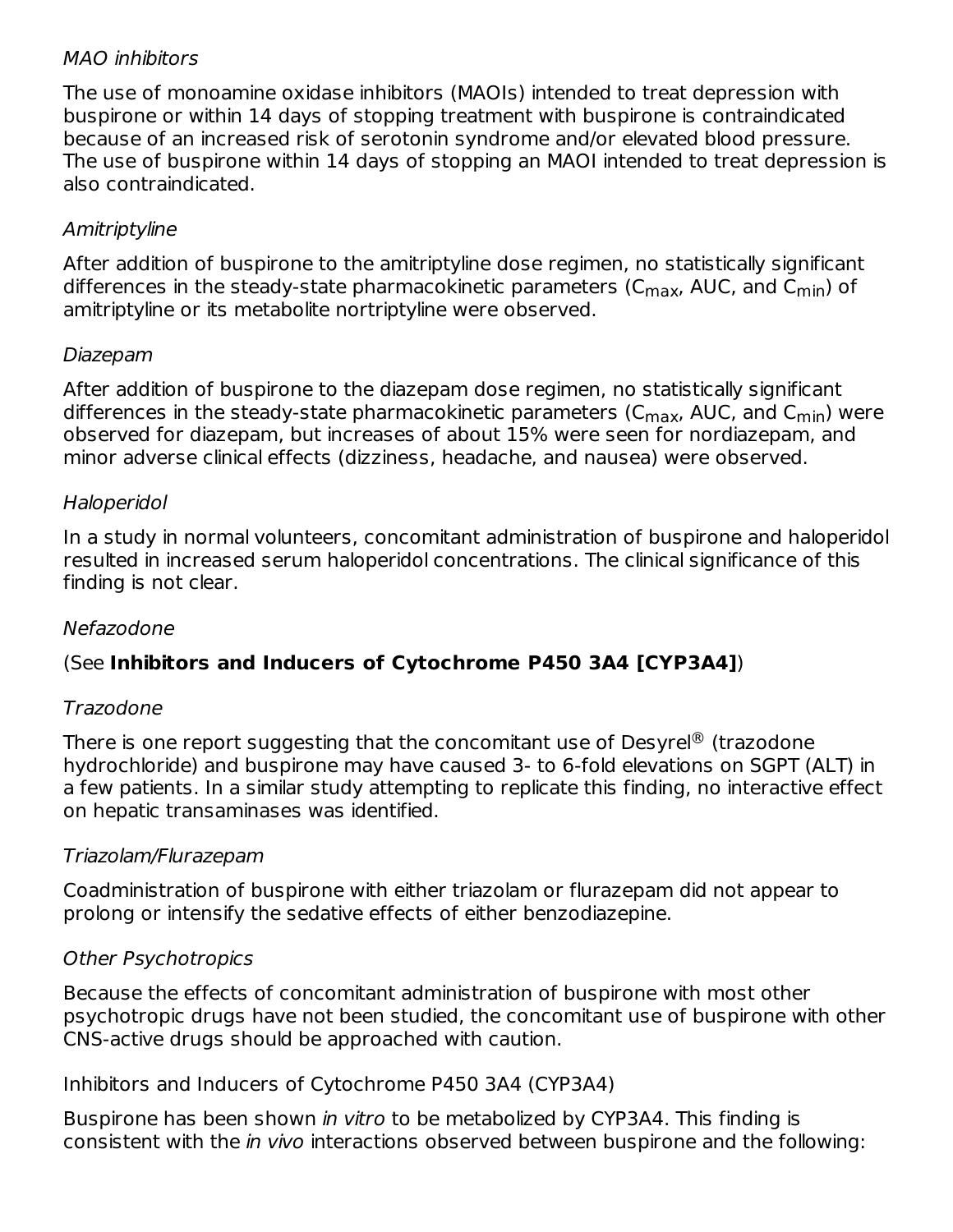*MAO inhibitors*

The use of monoamine oxidase inhibitors (MAOIs) intended to treat depression with buspirone or within 14 days of stopping treatment with buspirone is contraindicated because of an increased risk of serotonin syndrome and/or elevated blood pressure. The use of buspirone within 14 days of stopping an MAOI intended to treat depression is also contraindicated.

*Amitriptyline*

After addition of buspirone to the amitriptyline dose regimen, no statistically significant differences in the steady-state pharmacokinetic parameters ($C_{max}$, AUC, and $C_{min}$) of amitriptyline or its metabolite nortriptyline were observed.

*Diazepam*

After addition of buspirone to the diazepam dose regimen, no statistically significant differences in the steady-state pharmacokinetic parameters ($C_{max}$, AUC, and $C_{min}$) were observed for diazepam, but increases of about 15% were seen for nordiazepam, and minor adverse clinical effects (dizziness, headache, and nausea) were observed.

*Haloperidol*

In a study in normal volunteers, concomitant administration of buspirone and haloperidol resulted in increased serum haloperidol concentrations. The clinical significance of this finding is not clear.

*Nefazodone*

(See **Inhibitors and Inducers of Cytochrome P450 3A4 [CYP3A4]**)

*Trazodone*

There is one report suggesting that the concomitant use of Desyrel® (trazodone hydrochloride) and buspirone may have caused 3- to 6-fold elevations on SGPT (ALT) in a few patients. In a similar study attempting to replicate this finding, no interactive effect on hepatic transaminases was identified.

*Triazolam/Flurazepam*

Coadministration of buspirone with either triazolam or flurazepam did not appear to prolong or intensify the sedative effects of either benzodiazepine.

*Other Psychotropics*

Because the effects of concomitant administration of buspirone with most other psychotropic drugs have not been studied, the concomitant use of buspirone with other CNS-active drugs should be approached with caution.

Inhibitors and Inducers of Cytochrome P450 3A4 (CYP3A4)

Buspirone has been shown *in vitro* to be metabolized by CYP3A4. This finding is consistent with the *in vivo* interactions observed between buspirone and the following: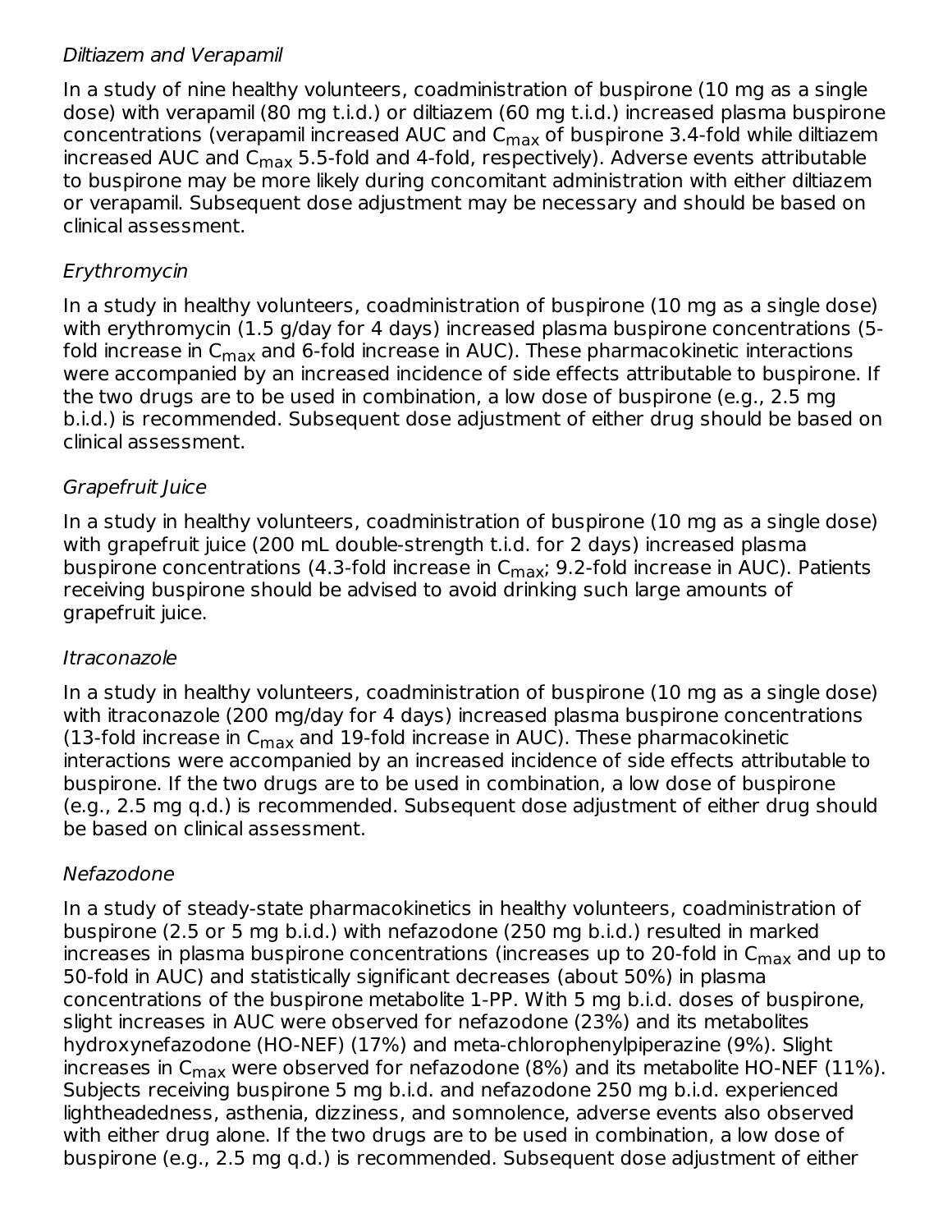*Diltiazem and Verapamil*

In a study of nine healthy volunteers, coadministration of buspirone (10 mg as a single dose) with verapamil (80 mg t.i.d.) or diltiazem (60 mg t.i.d.) increased plasma buspirone concentrations (verapamil increased AUC and $C_{max}$ of buspirone 3.4-fold while diltiazem increased AUC and $C_{max}$ 5.5-fold and 4-fold, respectively). Adverse events attributable to buspirone may be more likely during concomitant administration with either diltiazem or verapamil. Subsequent dose adjustment may be necessary and should be based on clinical assessment.

*Erythromycin*

In a study in healthy volunteers, coadministration of buspirone (10 mg as a single dose) with erythromycin (1.5 g/day for 4 days) increased plasma buspirone concentrations (5-fold increase in $C_{max}$ and 6-fold increase in AUC). These pharmacokinetic interactions were accompanied by an increased incidence of side effects attributable to buspirone. If the two drugs are to be used in combination, a low dose of buspirone (e.g., 2.5 mg b.i.d.) is recommended. Subsequent dose adjustment of either drug should be based on clinical assessment.

*Grapefruit Juice*

In a study in healthy volunteers, coadministration of buspirone (10 mg as a single dose) with grapefruit juice (200 mL double-strength t.i.d. for 2 days) increased plasma buspirone concentrations (4.3-fold increase in $C_{max}$; 9.2-fold increase in AUC). Patients receiving buspirone should be advised to avoid drinking such large amounts of grapefruit juice.

*Itraconazole*

In a study in healthy volunteers, coadministration of buspirone (10 mg as a single dose) with itraconazole (200 mg/day for 4 days) increased plasma buspirone concentrations (13-fold increase in $C_{max}$ and 19-fold increase in AUC). These pharmacokinetic interactions were accompanied by an increased incidence of side effects attributable to buspirone. If the two drugs are to be used in combination, a low dose of buspirone (e.g., 2.5 mg q.d.) is recommended. Subsequent dose adjustment of either drug should be based on clinical assessment.

*Nefazodone*

In a study of steady-state pharmacokinetics in healthy volunteers, coadministration of buspirone (2.5 or 5 mg b.i.d.) with nefazodone (250 mg b.i.d.) resulted in marked increases in plasma buspirone concentrations (increases up to 20-fold in $C_{max}$ and up to 50-fold in AUC) and statistically significant decreases (about 50%) in plasma concentrations of the buspirone metabolite 1-PP. With 5 mg b.i.d. doses of buspirone, slight increases in AUC were observed for nefazodone (23%) and its metabolites hydroxynefazodone (HO-NEF) (17%) and meta-chlorophenylpiperazine (9%). Slight increases in $C_{max}$ were observed for nefazodone (8%) and its metabolite HO-NEF (11%). Subjects receiving buspirone 5 mg b.i.d. and nefazodone 250 mg b.i.d. experienced lightheadedness, asthenia, dizziness, and somnolence, adverse events also observed with either drug alone. If the two drugs are to be used in combination, a low dose of buspirone (e.g., 2.5 mg q.d.) is recommended. Subsequent dose adjustment of either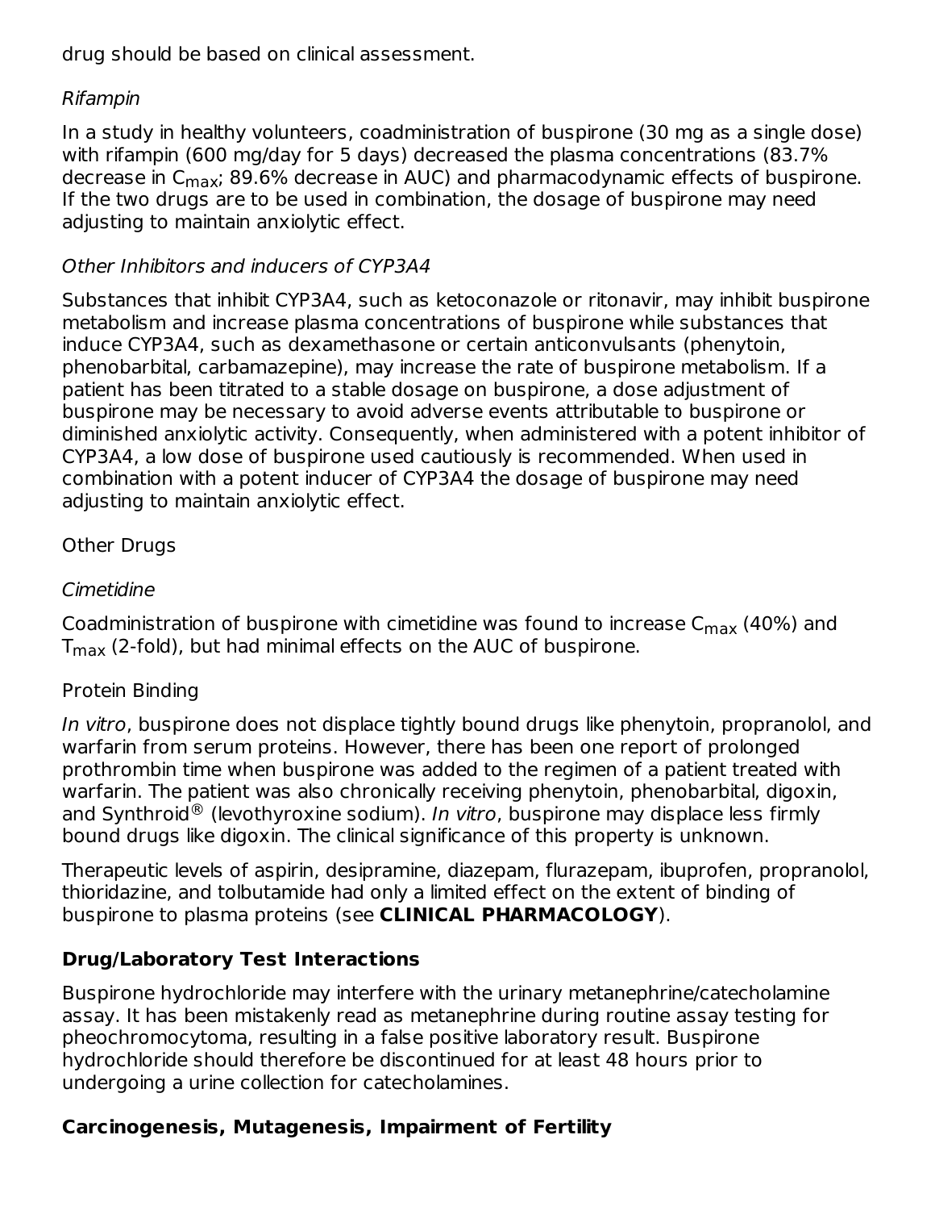drug should be based on clinical assessment.

*Rifampin*

In a study in healthy volunteers, coadministration of buspirone (30 mg as a single dose) with rifampin (600 mg/day for 5 days) decreased the plasma concentrations (83.7% decrease in $C_{max}$; 89.6% decrease in AUC) and pharmacodynamic effects of buspirone. If the two drugs are to be used in combination, the dosage of buspirone may need adjusting to maintain anxiolytic effect.

*Other Inhibitors and inducers of CYP3A4*

Substances that inhibit CYP3A4, such as ketoconazole or ritonavir, may inhibit buspirone metabolism and increase plasma concentrations of buspirone while substances that induce CYP3A4, such as dexamethasone or certain anticonvulsants (phenytoin, phenobarbital, carbamazepine), may increase the rate of buspirone metabolism. If a patient has been titrated to a stable dosage on buspirone, a dose adjustment of buspirone may be necessary to avoid adverse events attributable to buspirone or diminished anxiolytic activity. Consequently, when administered with a potent inhibitor of CYP3A4, a low dose of buspirone used cautiously is recommended. When used in combination with a potent inducer of CYP3A4 the dosage of buspirone may need adjusting to maintain anxiolytic effect.

Other Drugs

*Cimetidine*

Coadministration of buspirone with cimetidine was found to increase $C_{max}$ (40%) and $T_{max}$ (2-fold), but had minimal effects on the AUC of buspirone.

Protein Binding

*In vitro*, buspirone does not displace tightly bound drugs like phenytoin, propranolol, and warfarin from serum proteins. However, there has been one report of prolonged prothrombin time when buspirone was added to the regimen of a patient treated with warfarin. The patient was also chronically receiving phenytoin, phenobarbital, digoxin, and Synthroid® (levothyroxine sodium). *In vitro*, buspirone may displace less firmly bound drugs like digoxin. The clinical significance of this property is unknown.

Therapeutic levels of aspirin, desipramine, diazepam, flurazepam, ibuprofen, propranolol, thioridazine, and tolbutamide had only a limited effect on the extent of binding of buspirone to plasma proteins (see **CLINICAL PHARMACOLOGY**).

**Drug/Laboratory Test Interactions**

Buspirone hydrochloride may interfere with the urinary metanephrine/catecholamine assay. It has been mistakenly read as metanephrine during routine assay testing for pheochromocytoma, resulting in a false positive laboratory result. Buspirone hydrochloride should therefore be discontinued for at least 48 hours prior to undergoing a urine collection for catecholamines.

**Carcinogenesis, Mutagenesis, Impairment of Fertility**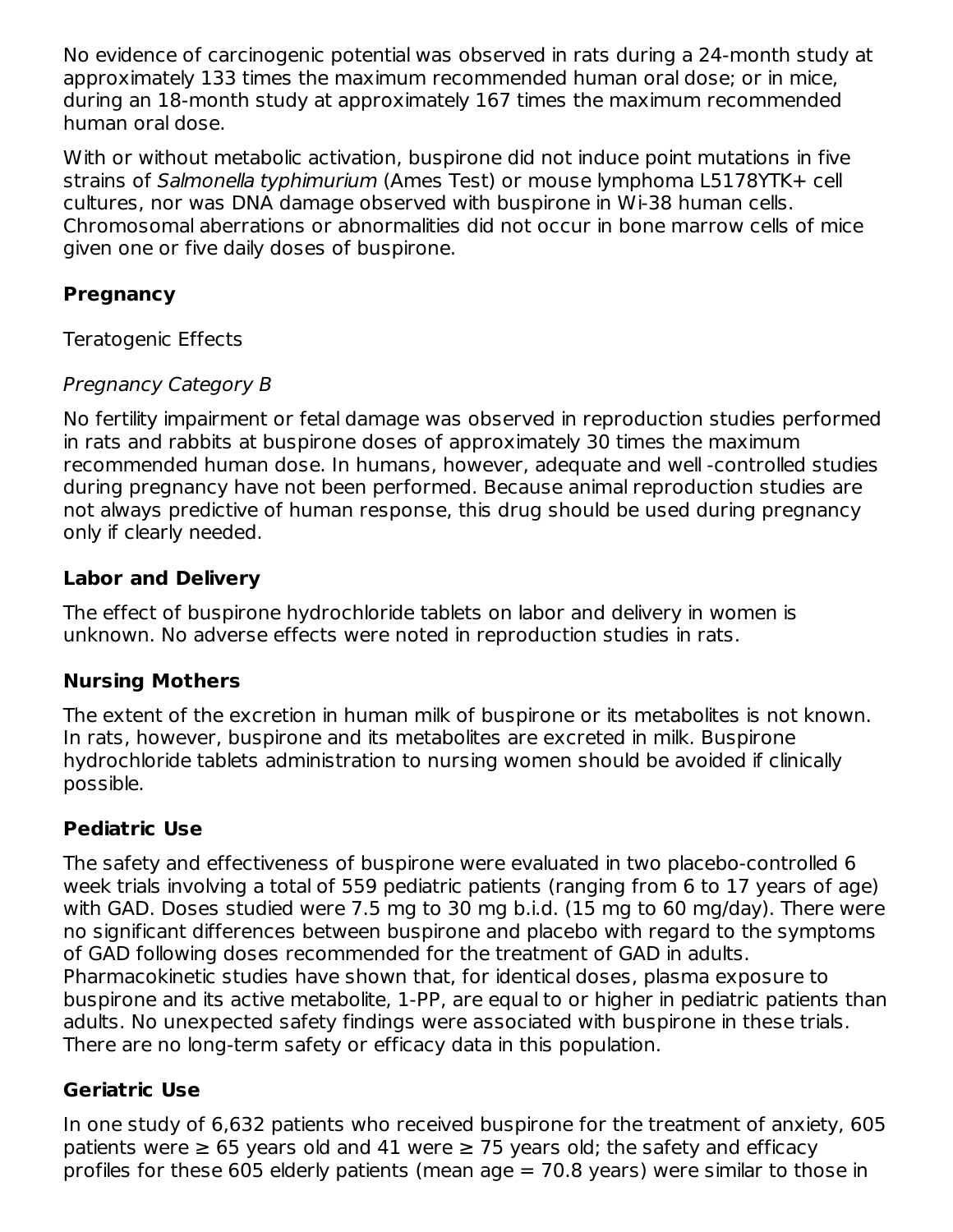No evidence of carcinogenic potential was observed in rats during a 24-month study at approximately 133 times the maximum recommended human oral dose; or in mice, during an 18-month study at approximately 167 times the maximum recommended human oral dose.

With or without metabolic activation, buspirone did not induce point mutations in five strains of *Salmonella typhimurium* (Ames Test) or mouse lymphoma L5178YTK+ cell cultures, nor was DNA damage observed with buspirone in Wi-38 human cells. Chromosomal aberrations or abnormalities did not occur in bone marrow cells of mice given one or five daily doses of buspirone.

## Pregnancy

Teratogenic Effects

*Pregnancy Category B*

No fertility impairment or fetal damage was observed in reproduction studies performed in rats and rabbits at buspirone doses of approximately 30 times the maximum recommended human dose. In humans, however, adequate and well -controlled studies during pregnancy have not been performed. Because animal reproduction studies are not always predictive of human response, this drug should be used during pregnancy only if clearly needed.

## Labor and Delivery

The effect of buspirone hydrochloride tablets on labor and delivery in women is unknown. No adverse effects were noted in reproduction studies in rats.

## Nursing Mothers

The extent of the excretion in human milk of buspirone or its metabolites is not known. In rats, however, buspirone and its metabolites are excreted in milk. Buspirone hydrochloride tablets administration to nursing women should be avoided if clinically possible.

## Pediatric Use

The safety and effectiveness of buspirone were evaluated in two placebo-controlled 6 week trials involving a total of 559 pediatric patients (ranging from 6 to 17 years of age) with GAD. Doses studied were 7.5 mg to 30 mg b.i.d. (15 mg to 60 mg/day). There were no significant differences between buspirone and placebo with regard to the symptoms of GAD following doses recommended for the treatment of GAD in adults. Pharmacokinetic studies have shown that, for identical doses, plasma exposure to buspirone and its active metabolite, 1-PP, are equal to or higher in pediatric patients than adults. No unexpected safety findings were associated with buspirone in these trials. There are no long-term safety or efficacy data in this population.

## Geriatric Use

In one study of 6,632 patients who received buspirone for the treatment of anxiety, 605 patients were ≥ 65 years old and 41 were ≥ 75 years old; the safety and efficacy profiles for these 605 elderly patients (mean age = 70.8 years) were similar to those in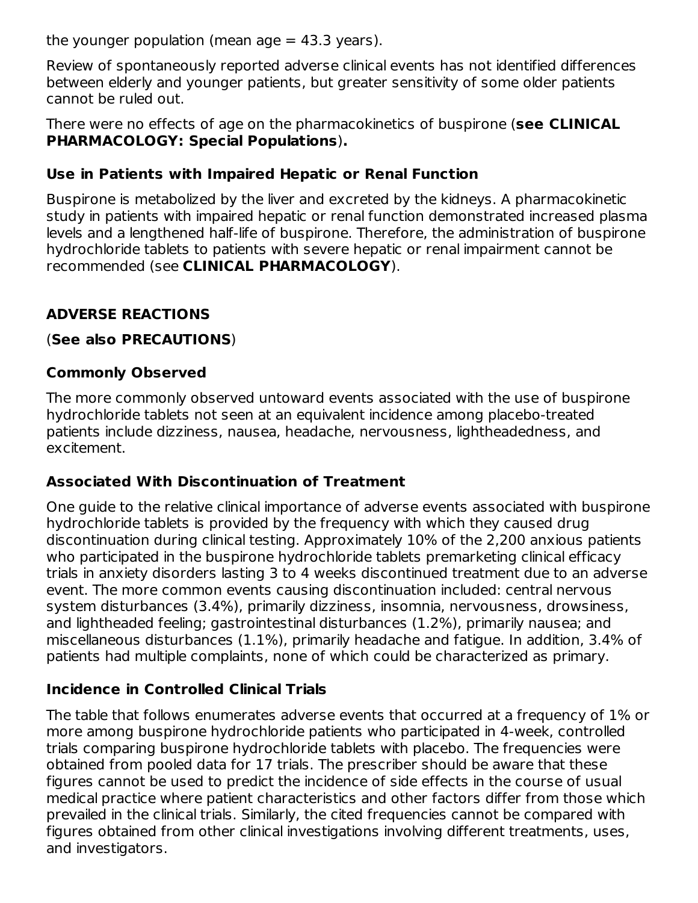the younger population (mean age = 43.3 years).

Review of spontaneously reported adverse clinical events has not identified differences between elderly and younger patients, but greater sensitivity of some older patients cannot be ruled out.

There were no effects of age on the pharmacokinetics of buspirone (**see CLINICAL PHARMACOLOGY: Special Populations**)**.**

### Use in Patients with Impaired Hepatic or Renal Function

Buspirone is metabolized by the liver and excreted by the kidneys. A pharmacokinetic study in patients with impaired hepatic or renal function demonstrated increased plasma levels and a lengthened half-life of buspirone. Therefore, the administration of buspirone hydrochloride tablets to patients with severe hepatic or renal impairment cannot be recommended (see **CLINICAL PHARMACOLOGY**).

## ADVERSE REACTIONS

(**See also PRECAUTIONS**)

### Commonly Observed

The more commonly observed untoward events associated with the use of buspirone hydrochloride tablets not seen at an equivalent incidence among placebo-treated patients include dizziness, nausea, headache, nervousness, lightheadedness, and excitement.

### Associated With Discontinuation of Treatment

One guide to the relative clinical importance of adverse events associated with buspirone hydrochloride tablets is provided by the frequency with which they caused drug discontinuation during clinical testing. Approximately 10% of the 2,200 anxious patients who participated in the buspirone hydrochloride tablets premarketing clinical efficacy trials in anxiety disorders lasting 3 to 4 weeks discontinued treatment due to an adverse event. The more common events causing discontinuation included: central nervous system disturbances (3.4%), primarily dizziness, insomnia, nervousness, drowsiness, and lightheaded feeling; gastrointestinal disturbances (1.2%), primarily nausea; and miscellaneous disturbances (1.1%), primarily headache and fatigue. In addition, 3.4% of patients had multiple complaints, none of which could be characterized as primary.

### Incidence in Controlled Clinical Trials

The table that follows enumerates adverse events that occurred at a frequency of 1% or more among buspirone hydrochloride patients who participated in 4-week, controlled trials comparing buspirone hydrochloride tablets with placebo. The frequencies were obtained from pooled data for 17 trials. The prescriber should be aware that these figures cannot be used to predict the incidence of side effects in the course of usual medical practice where patient characteristics and other factors differ from those which prevailed in the clinical trials. Similarly, the cited frequencies cannot be compared with figures obtained from other clinical investigations involving different treatments, uses, and investigators.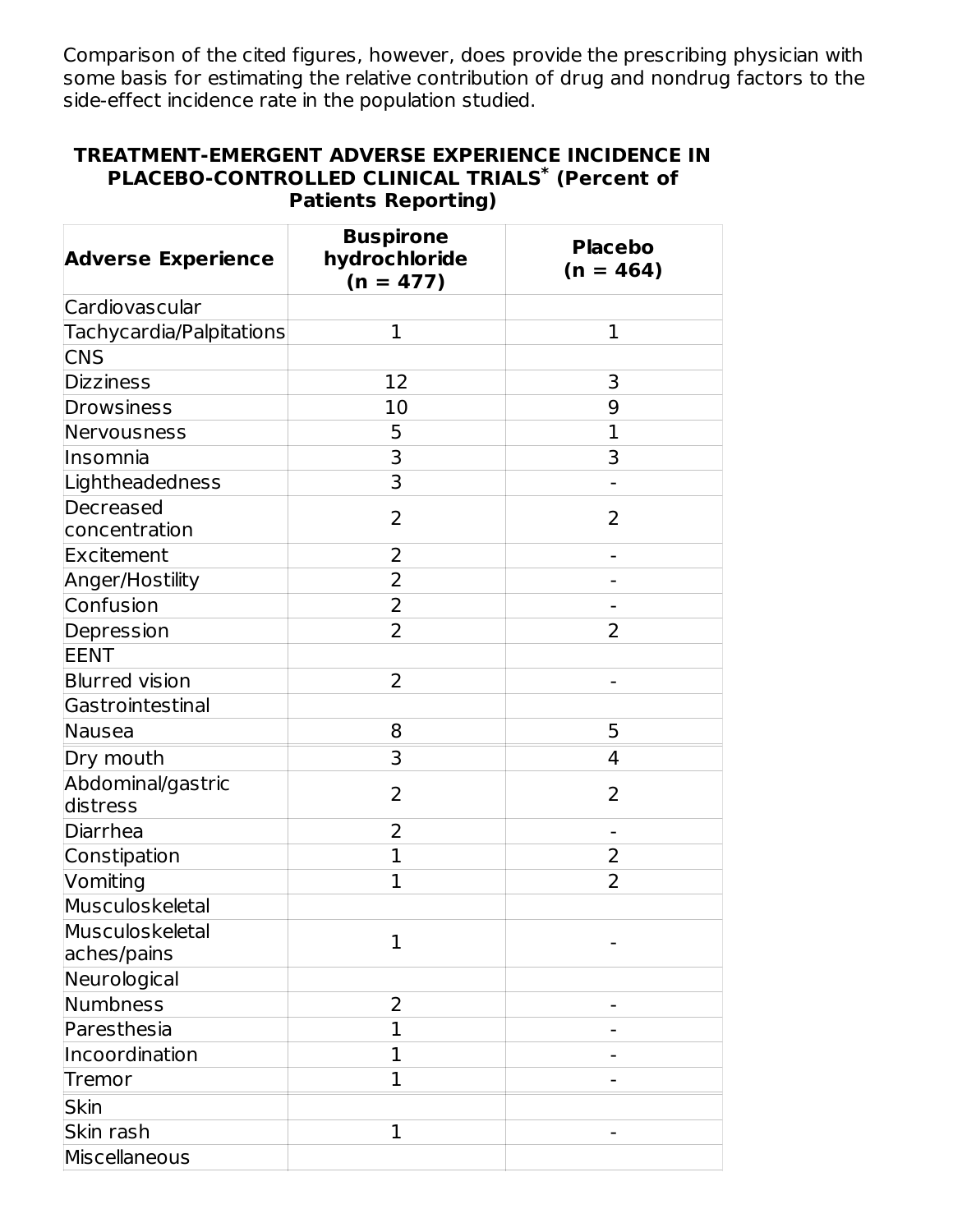Comparison of the cited figures, however, does provide the prescribing physician with some basis for estimating the relative contribution of drug and nondrug factors to the side-effect incidence rate in the population studied.

**TREATMENT-EMERGENT ADVERSE EXPERIENCE INCIDENCE IN PLACEBO-CONTROLLED CLINICAL TRIALS* (Percent of Patients Reporting)**

| Adverse Experience | Buspirone hydrochloride (n = 477) | Placebo (n = 464) |
|---|---|---|
| Cardiovascular | | |
| Tachycardia/Palpitations | 1 | 1 |
| CNS | | |
| Dizziness | 12 | 3 |
| Drowsiness | 10 | 9 |
| Nervousness | 5 | 1 |
| Insomnia | 3 | 3 |
| Lightheadedness | 3 | - |
| Decreased concentration | 2 | 2 |
| Excitement | 2 | - |
| Anger/Hostility | 2 | - |
| Confusion | 2 | - |
| Depression | 2 | 2 |
| EENT | | |
| Blurred vision | 2 | - |
| Gastrointestinal | | |
| Nausea | 8 | 5 |
| Dry mouth | 3 | 4 |
| Abdominal/gastric distress | 2 | 2 |
| Diarrhea | 2 | - |
| Constipation | 1 | 2 |
| Vomiting | 1 | 2 |
| Musculoskeletal | | |
| Musculoskeletal aches/pains | 1 | - |
| Neurological | | |
| Numbness | 2 | - |
| Paresthesia | 1 | - |
| Incoordination | 1 | - |
| Tremor | 1 | - |
| Skin | | |
| Skin rash | 1 | - |
| Miscellaneous | | |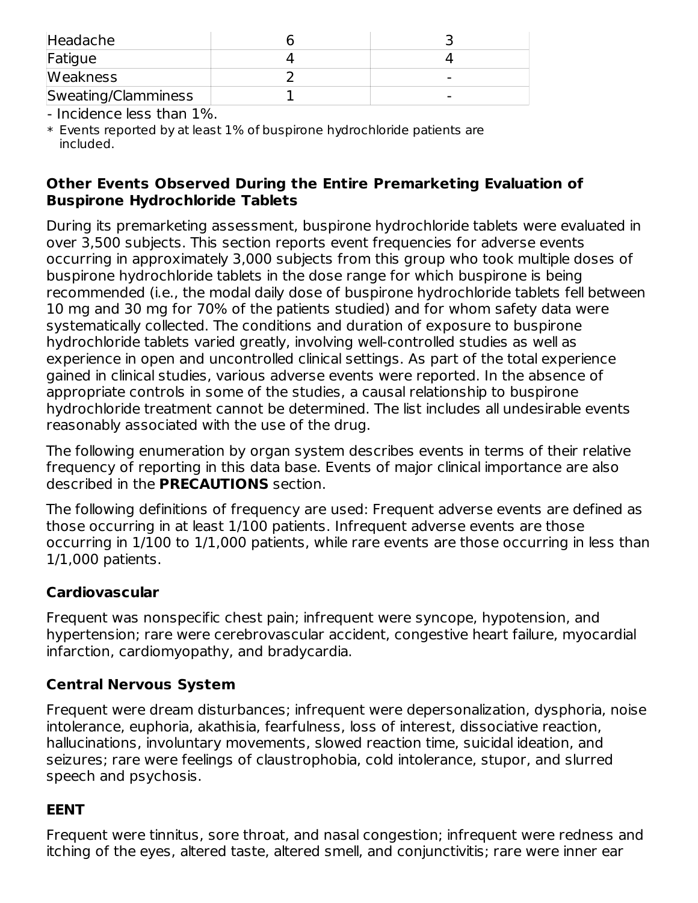| | | |
|---|---|---|
| Headache | 6 | 3 |
| Fatigue | 4 | 4 |
| Weakness | 2 | - |
| Sweating/Clamminess | 1 | - |

- Incidence less than 1%.

* Events reported by at least 1% of buspirone hydrochloride patients are included.

### Other Events Observed During the Entire Premarketing Evaluation of Buspirone Hydrochloride Tablets

During its premarketing assessment, buspirone hydrochloride tablets were evaluated in over 3,500 subjects. This section reports event frequencies for adverse events occurring in approximately 3,000 subjects from this group who took multiple doses of buspirone hydrochloride tablets in the dose range for which buspirone is being recommended (i.e., the modal daily dose of buspirone hydrochloride tablets fell between 10 mg and 30 mg for 70% of the patients studied) and for whom safety data were systematically collected. The conditions and duration of exposure to buspirone hydrochloride tablets varied greatly, involving well-controlled studies as well as experience in open and uncontrolled clinical settings. As part of the total experience gained in clinical studies, various adverse events were reported. In the absence of appropriate controls in some of the studies, a causal relationship to buspirone hydrochloride treatment cannot be determined. The list includes all undesirable events reasonably associated with the use of the drug.

The following enumeration by organ system describes events in terms of their relative frequency of reporting in this data base. Events of major clinical importance are also described in the **PRECAUTIONS** section.

The following definitions of frequency are used: Frequent adverse events are defined as those occurring in at least 1/100 patients. Infrequent adverse events are those occurring in 1/100 to 1/1,000 patients, while rare events are those occurring in less than 1/1,000 patients.

### Cardiovascular

Frequent was nonspecific chest pain; infrequent were syncope, hypotension, and hypertension; rare were cerebrovascular accident, congestive heart failure, myocardial infarction, cardiomyopathy, and bradycardia.

### Central Nervous System

Frequent were dream disturbances; infrequent were depersonalization, dysphoria, noise intolerance, euphoria, akathisia, fearfulness, loss of interest, dissociative reaction, hallucinations, involuntary movements, slowed reaction time, suicidal ideation, and seizures; rare were feelings of claustrophobia, cold intolerance, stupor, and slurred speech and psychosis.

### EENT

Frequent were tinnitus, sore throat, and nasal congestion; infrequent were redness and itching of the eyes, altered taste, altered smell, and conjunctivitis; rare were inner ear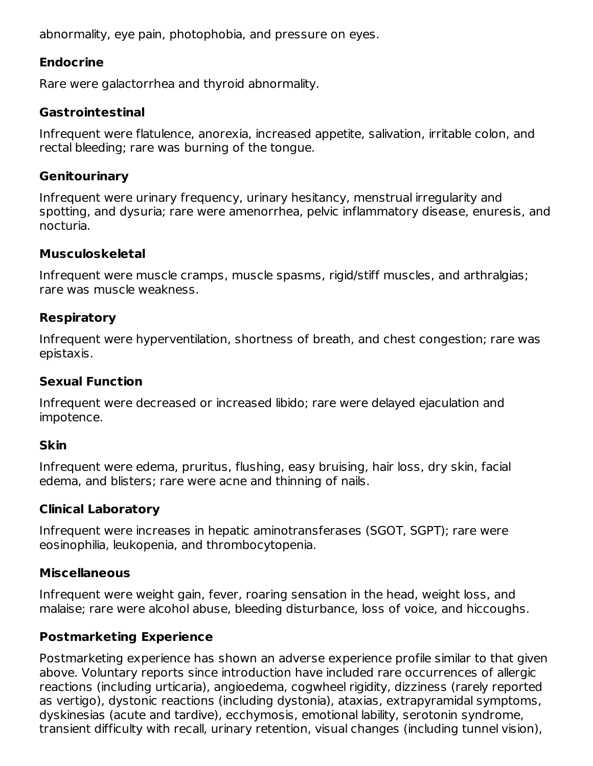abnormality, eye pain, photophobia, and pressure on eyes.

**Endocrine**

Rare were galactorrhea and thyroid abnormality.

**Gastrointestinal**

Infrequent were flatulence, anorexia, increased appetite, salivation, irritable colon, and rectal bleeding; rare was burning of the tongue.

**Genitourinary**

Infrequent were urinary frequency, urinary hesitancy, menstrual irregularity and spotting, and dysuria; rare were amenorrhea, pelvic inflammatory disease, enuresis, and nocturia.

**Musculoskeletal**

Infrequent were muscle cramps, muscle spasms, rigid/stiff muscles, and arthralgias; rare was muscle weakness.

**Respiratory**

Infrequent were hyperventilation, shortness of breath, and chest congestion; rare was epistaxis.

**Sexual Function**

Infrequent were decreased or increased libido; rare were delayed ejaculation and impotence.

**Skin**

Infrequent were edema, pruritus, flushing, easy bruising, hair loss, dry skin, facial edema, and blisters; rare were acne and thinning of nails.

**Clinical Laboratory**

Infrequent were increases in hepatic aminotransferases (SGOT, SGPT); rare were eosinophilia, leukopenia, and thrombocytopenia.

**Miscellaneous**

Infrequent were weight gain, fever, roaring sensation in the head, weight loss, and malaise; rare were alcohol abuse, bleeding disturbance, loss of voice, and hiccoughs.

**Postmarketing Experience**

Postmarketing experience has shown an adverse experience profile similar to that given above. Voluntary reports since introduction have included rare occurrences of allergic reactions (including urticaria), angioedema, cogwheel rigidity, dizziness (rarely reported as vertigo), dystonic reactions (including dystonia), ataxias, extrapyramidal symptoms, dyskinesias (acute and tardive), ecchymosis, emotional lability, serotonin syndrome, transient difficulty with recall, urinary retention, visual changes (including tunnel vision),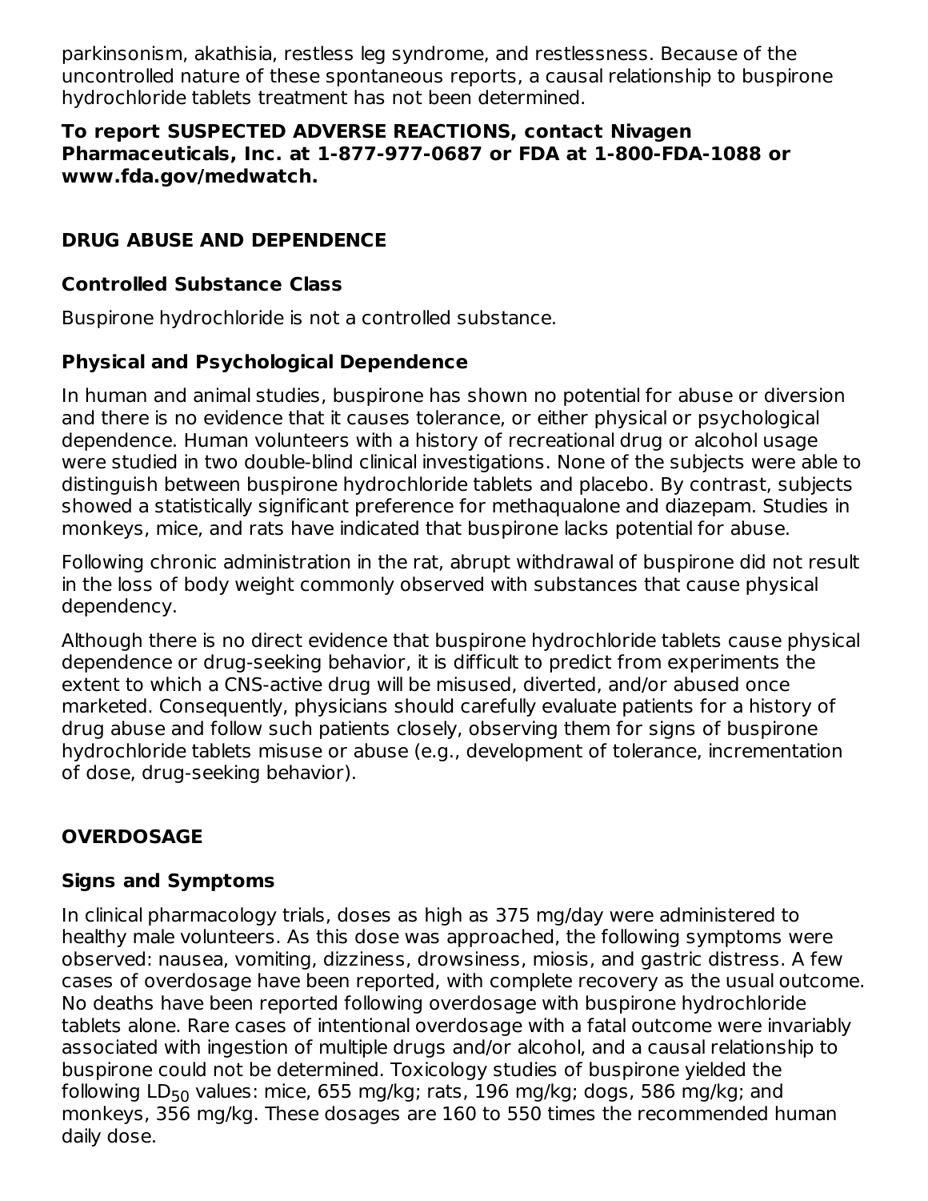parkinsonism, akathisia, restless leg syndrome, and restlessness. Because of the uncontrolled nature of these spontaneous reports, a causal relationship to buspirone hydrochloride tablets treatment has not been determined.

**To report SUSPECTED ADVERSE REACTIONS, contact Nivagen Pharmaceuticals, Inc. at 1-877-977-0687 or FDA at 1-800-FDA-1088 or www.fda.gov/medwatch.**

## DRUG ABUSE AND DEPENDENCE

### Controlled Substance Class

Buspirone hydrochloride is not a controlled substance.

### Physical and Psychological Dependence

In human and animal studies, buspirone has shown no potential for abuse or diversion and there is no evidence that it causes tolerance, or either physical or psychological dependence. Human volunteers with a history of recreational drug or alcohol usage were studied in two double-blind clinical investigations. None of the subjects were able to distinguish between buspirone hydrochloride tablets and placebo. By contrast, subjects showed a statistically significant preference for methaqualone and diazepam. Studies in monkeys, mice, and rats have indicated that buspirone lacks potential for abuse.

Following chronic administration in the rat, abrupt withdrawal of buspirone did not result in the loss of body weight commonly observed with substances that cause physical dependency.

Although there is no direct evidence that buspirone hydrochloride tablets cause physical dependence or drug-seeking behavior, it is difficult to predict from experiments the extent to which a CNS-active drug will be misused, diverted, and/or abused once marketed. Consequently, physicians should carefully evaluate patients for a history of drug abuse and follow such patients closely, observing them for signs of buspirone hydrochloride tablets misuse or abuse (e.g., development of tolerance, incrementation of dose, drug-seeking behavior).

## OVERDOSAGE

### Signs and Symptoms

In clinical pharmacology trials, doses as high as 375 mg/day were administered to healthy male volunteers. As this dose was approached, the following symptoms were observed: nausea, vomiting, dizziness, drowsiness, miosis, and gastric distress. A few cases of overdosage have been reported, with complete recovery as the usual outcome. No deaths have been reported following overdosage with buspirone hydrochloride tablets alone. Rare cases of intentional overdosage with a fatal outcome were invariably associated with ingestion of multiple drugs and/or alcohol, and a causal relationship to buspirone could not be determined. Toxicology studies of buspirone yielded the following $LD_{50}$ values: mice, 655 mg/kg; rats, 196 mg/kg; dogs, 586 mg/kg; and monkeys, 356 mg/kg. These dosages are 160 to 550 times the recommended human daily dose.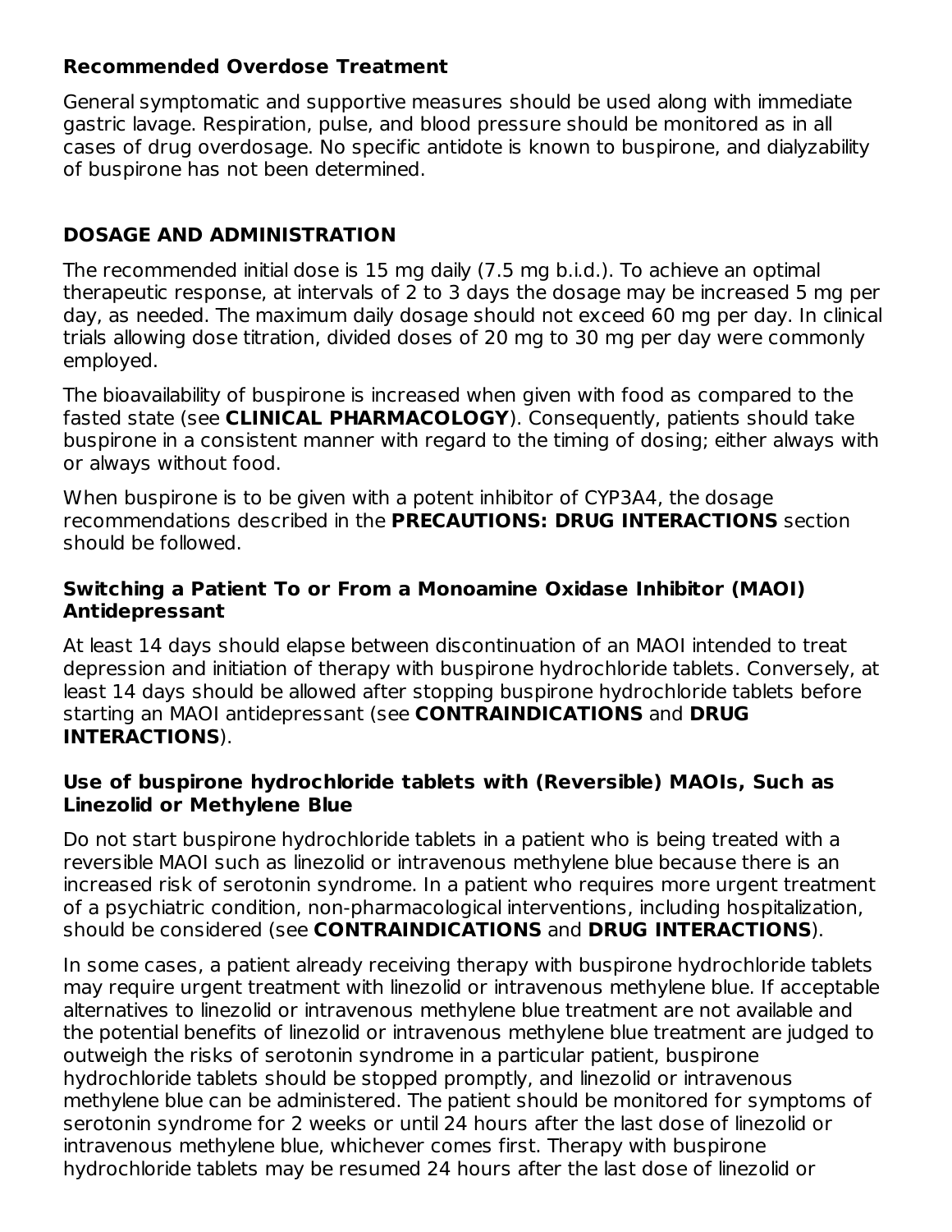### Recommended Overdose Treatment

General symptomatic and supportive measures should be used along with immediate gastric lavage. Respiration, pulse, and blood pressure should be monitored as in all cases of drug overdosage. No specific antidote is known to buspirone, and dialyzability of buspirone has not been determined.

## DOSAGE AND ADMINISTRATION

The recommended initial dose is 15 mg daily (7.5 mg b.i.d.). To achieve an optimal therapeutic response, at intervals of 2 to 3 days the dosage may be increased 5 mg per day, as needed. The maximum daily dosage should not exceed 60 mg per day. In clinical trials allowing dose titration, divided doses of 20 mg to 30 mg per day were commonly employed.

The bioavailability of buspirone is increased when given with food as compared to the fasted state (see **CLINICAL PHARMACOLOGY**). Consequently, patients should take buspirone in a consistent manner with regard to the timing of dosing; either always with or always without food.

When buspirone is to be given with a potent inhibitor of CYP3A4, the dosage recommendations described in the **PRECAUTIONS: DRUG INTERACTIONS** section should be followed.

### Switching a Patient To or From a Monoamine Oxidase Inhibitor (MAOI) Antidepressant

At least 14 days should elapse between discontinuation of an MAOI intended to treat depression and initiation of therapy with buspirone hydrochloride tablets. Conversely, at least 14 days should be allowed after stopping buspirone hydrochloride tablets before starting an MAOI antidepressant (see **CONTRAINDICATIONS** and **DRUG INTERACTIONS**).

### Use of buspirone hydrochloride tablets with (Reversible) MAOIs, Such as Linezolid or Methylene Blue

Do not start buspirone hydrochloride tablets in a patient who is being treated with a reversible MAOI such as linezolid or intravenous methylene blue because there is an increased risk of serotonin syndrome. In a patient who requires more urgent treatment of a psychiatric condition, non-pharmacological interventions, including hospitalization, should be considered (see **CONTRAINDICATIONS** and **DRUG INTERACTIONS**).

In some cases, a patient already receiving therapy with buspirone hydrochloride tablets may require urgent treatment with linezolid or intravenous methylene blue. If acceptable alternatives to linezolid or intravenous methylene blue treatment are not available and the potential benefits of linezolid or intravenous methylene blue treatment are judged to outweigh the risks of serotonin syndrome in a particular patient, buspirone hydrochloride tablets should be stopped promptly, and linezolid or intravenous methylene blue can be administered. The patient should be monitored for symptoms of serotonin syndrome for 2 weeks or until 24 hours after the last dose of linezolid or intravenous methylene blue, whichever comes first. Therapy with buspirone hydrochloride tablets may be resumed 24 hours after the last dose of linezolid or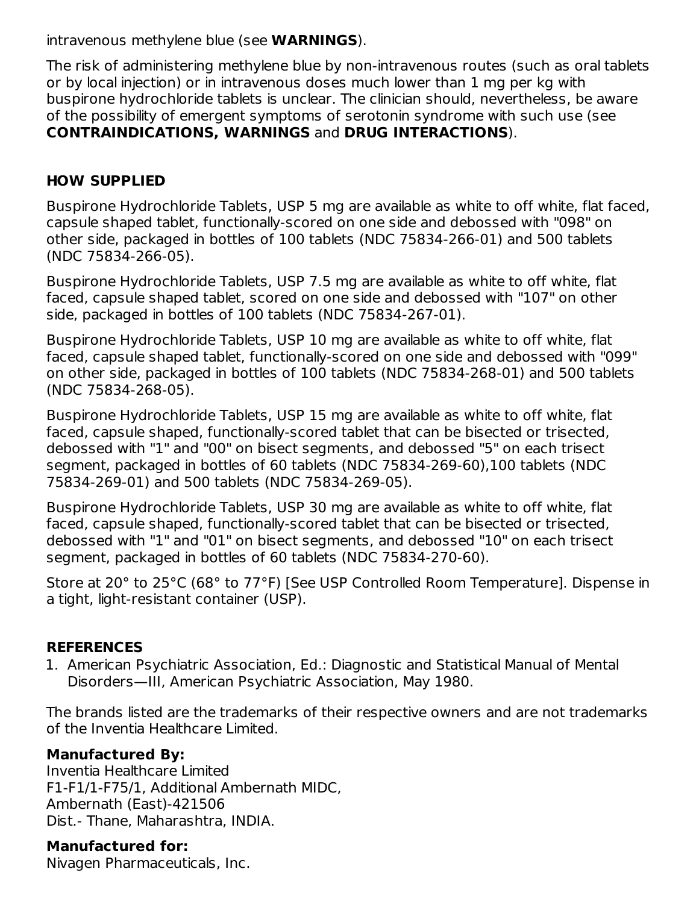intravenous methylene blue (see **WARNINGS**).

The risk of administering methylene blue by non-intravenous routes (such as oral tablets or by local injection) or in intravenous doses much lower than 1 mg per kg with buspirone hydrochloride tablets is unclear. The clinician should, nevertheless, be aware of the possibility of emergent symptoms of serotonin syndrome with such use (see **CONTRAINDICATIONS, WARNINGS** and **DRUG INTERACTIONS**).

## HOW SUPPLIED

Buspirone Hydrochloride Tablets, USP 5 mg are available as white to off white, flat faced, capsule shaped tablet, functionally-scored on one side and debossed with "098" on other side, packaged in bottles of 100 tablets (NDC 75834-266-01) and 500 tablets (NDC 75834-266-05).

Buspirone Hydrochloride Tablets, USP 7.5 mg are available as white to off white, flat faced, capsule shaped tablet, scored on one side and debossed with "107" on other side, packaged in bottles of 100 tablets (NDC 75834-267-01).

Buspirone Hydrochloride Tablets, USP 10 mg are available as white to off white, flat faced, capsule shaped tablet, functionally-scored on one side and debossed with "099" on other side, packaged in bottles of 100 tablets (NDC 75834-268-01) and 500 tablets (NDC 75834-268-05).

Buspirone Hydrochloride Tablets, USP 15 mg are available as white to off white, flat faced, capsule shaped, functionally-scored tablet that can be bisected or trisected, debossed with "1" and "00" on bisect segments, and debossed "5" on each trisect segment, packaged in bottles of 60 tablets (NDC 75834-269-60),100 tablets (NDC 75834-269-01) and 500 tablets (NDC 75834-269-05).

Buspirone Hydrochloride Tablets, USP 30 mg are available as white to off white, flat faced, capsule shaped, functionally-scored tablet that can be bisected or trisected, debossed with "1" and "01" on bisect segments, and debossed "10" on each trisect segment, packaged in bottles of 60 tablets (NDC 75834-270-60).

Store at 20° to 25°C (68° to 77°F) [See USP Controlled Room Temperature]. Dispense in a tight, light-resistant container (USP).

## REFERENCES

1. American Psychiatric Association, Ed.: Diagnostic and Statistical Manual of Mental Disorders—III, American Psychiatric Association, May 1980.

The brands listed are the trademarks of their respective owners and are not trademarks of the Inventia Healthcare Limited.

**Manufactured By:**
Inventia Healthcare Limited
F1-F1/1-F75/1, Additional Ambernath MIDC,
Ambernath (East)-421506
Dist.- Thane, Maharashtra, INDIA.

**Manufactured for:**
Nivagen Pharmaceuticals, Inc.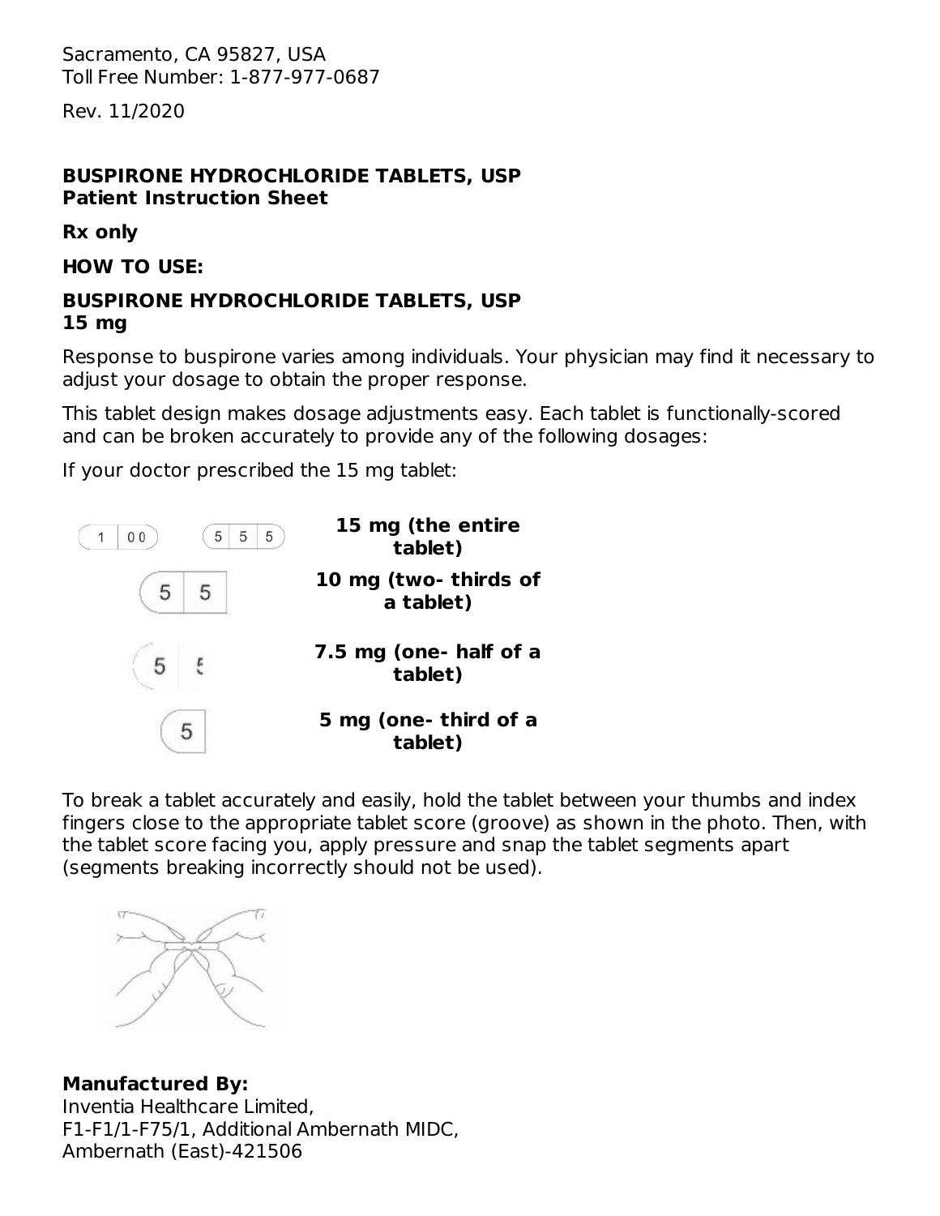Sacramento, CA 95827, USA
Toll Free Number: 1-877-977-0687

Rev. 11/2020

**BUSPIRONE HYDROCHLORIDE TABLETS, USP**
**Patient Instruction Sheet**

**Rx only**

**HOW TO USE:**

**BUSPIRONE HYDROCHLORIDE TABLETS, USP**
**15 mg**

Response to buspirone varies among individuals. Your physician may find it necessary to adjust your dosage to obtain the proper response.

This tablet design makes dosage adjustments easy. Each tablet is functionally-scored and can be broken accurately to provide any of the following dosages:

If your doctor prescribed the 15 mg tablet:

**15 mg (the entire tablet)**

**10 mg (two- thirds of a tablet)**

**7.5 mg (one- half of a tablet)**

**5 mg (one- third of a tablet)**

To break a tablet accurately and easily, hold the tablet between your thumbs and index fingers close to the appropriate tablet score (groove) as shown in the photo. Then, with the tablet score facing you, apply pressure and snap the tablet segments apart (segments breaking incorrectly should not be used).

**Manufactured By:**
Inventia Healthcare Limited,
F1-F1/1-F75/1, Additional Ambernath MIDC,
Ambernath (East)-421506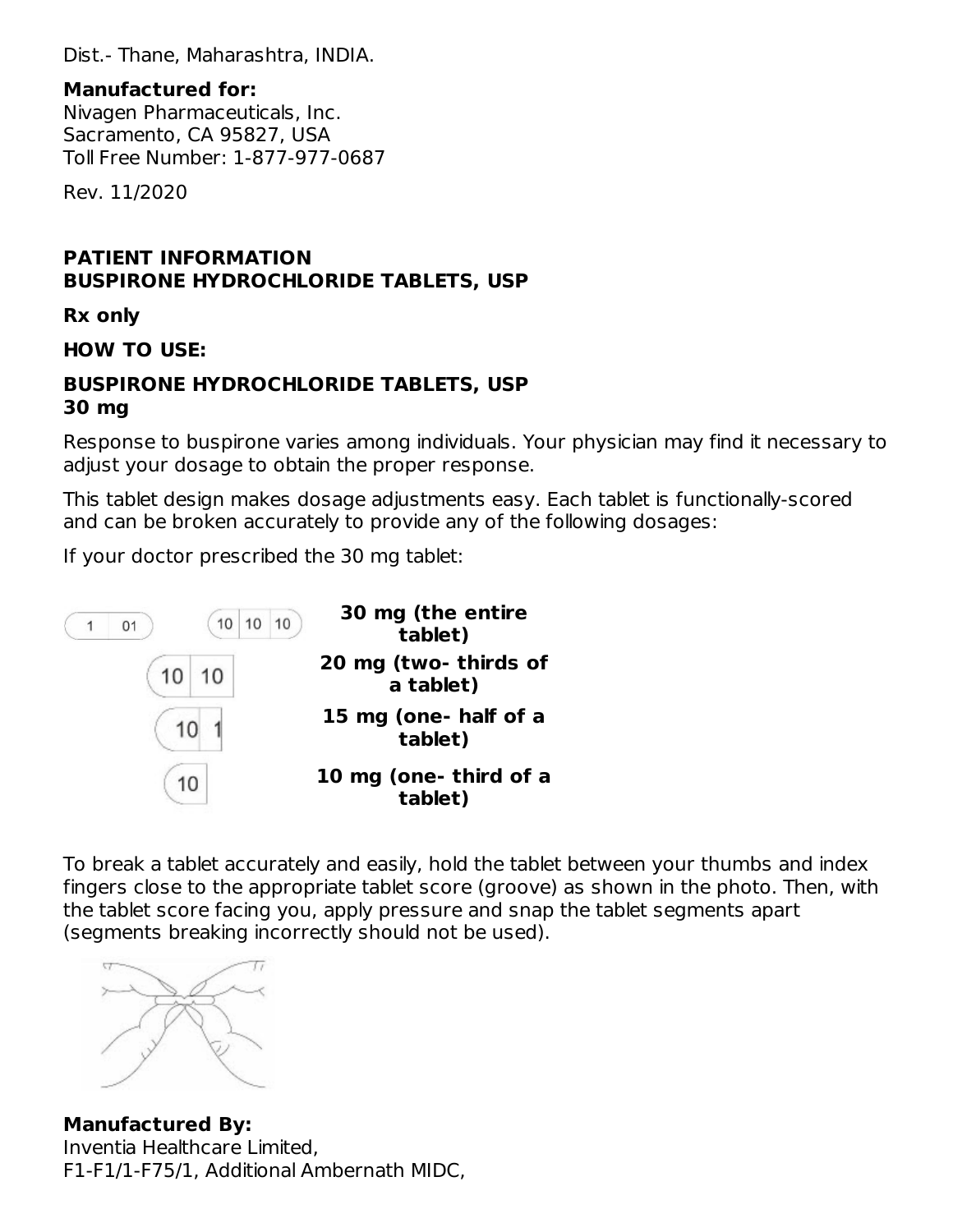Dist.- Thane, Maharashtra, INDIA.

**Manufactured for:**
Nivagen Pharmaceuticals, Inc.
Sacramento, CA 95827, USA
Toll Free Number: 1-877-977-0687

Rev. 11/2020

**PATIENT INFORMATION**
**BUSPIRONE HYDROCHLORIDE TABLETS, USP**

**Rx only**

**HOW TO USE:**

**BUSPIRONE HYDROCHLORIDE TABLETS, USP**
**30 mg**

Response to buspirone varies among individuals. Your physician may find it necessary to adjust your dosage to obtain the proper response.

This tablet design makes dosage adjustments easy. Each tablet is functionally-scored and can be broken accurately to provide any of the following dosages:

If your doctor prescribed the 30 mg tablet:

**30 mg (the entire tablet)**

**20 mg (two- thirds of a tablet)**

**15 mg (one- half of a tablet)**

**10 mg (one- third of a tablet)**

To break a tablet accurately and easily, hold the tablet between your thumbs and index fingers close to the appropriate tablet score (groove) as shown in the photo. Then, with the tablet score facing you, apply pressure and snap the tablet segments apart (segments breaking incorrectly should not be used).

**Manufactured By:**
Inventia Healthcare Limited,
F1-F1/1-F75/1, Additional Ambernath MIDC,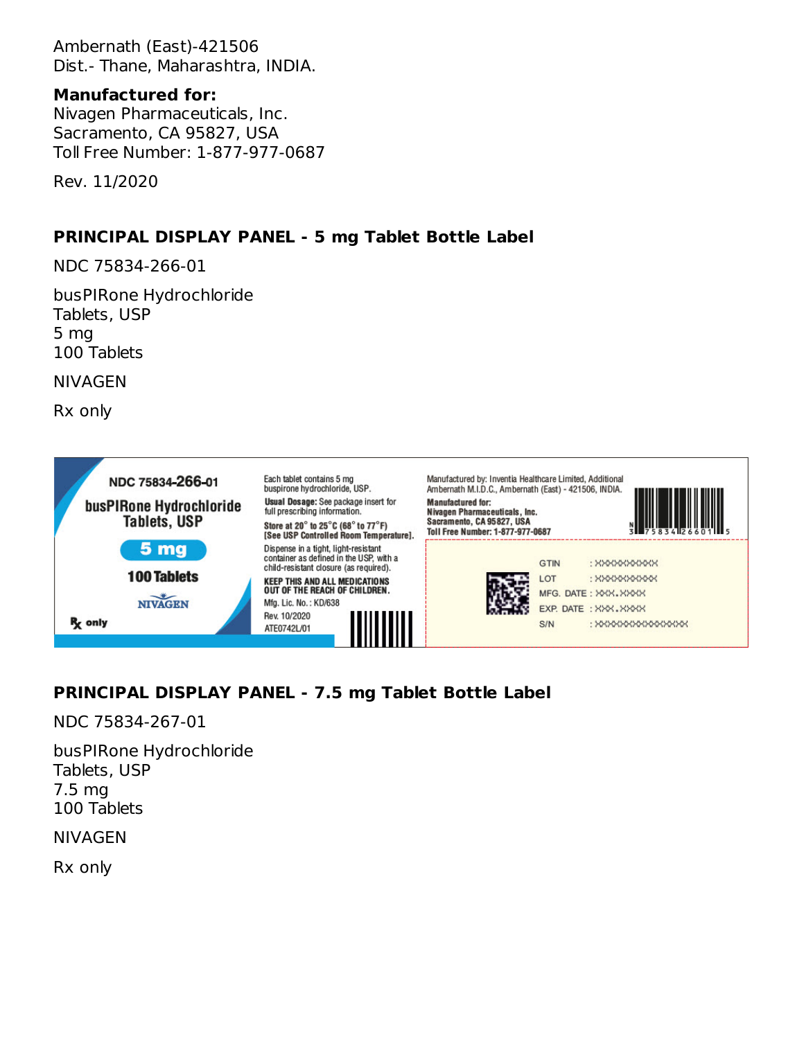Ambernath (East)-421506
Dist.- Thane, Maharashtra, INDIA.

**Manufactured for:**
Nivagen Pharmaceuticals, Inc.
Sacramento, CA 95827, USA
Toll Free Number: 1-877-977-0687

Rev. 11/2020

## PRINCIPAL DISPLAY PANEL - 5 mg Tablet Bottle Label

NDC 75834-266-01

busPIRone Hydrochloride
Tablets, USP
5 mg
100 Tablets

NIVAGEN

Rx only

NDC 75834-266-01

busPIRone Hydrochloride Tablets, USP

5 mg

100 Tablets

NIVAGEN

Rx only

Each tablet contains 5 mg buspirone hydrochloride, USP.

**Usual Dosage:** See package insert for full prescribing information.

**Store at 20° to 25°C (68° to 77°F) [See USP Controlled Room Temperature].**

Dispense in a tight, light-resistant container as defined in the USP, with a child-resistant closure (as required).

**KEEP THIS AND ALL MEDICATIONS OUT OF THE REACH OF CHILDREN.**

Mfg. Lic. No.: KD/638

Rev. 10/2020

ATE0742L/01

Manufactured by: Inventia Healthcare Limited, Additional Ambernath M.I.D.C., Ambernath (East) - 421506, INDIA.

**Manufactured for:**
**Nivagen Pharmaceuticals, Inc.**
**Sacramento, CA 95827, USA**
**Toll Free Number: 1-877-977-0687**

N 3 75834 26601 5

GTIN : XXXXXXXXXXX
LOT : XXXXXXXXXXX
MFG. DATE : XXX.XXXX
EXP. DATE : XXX.XXXX
S/N : XXXXXXXXXXXXXXXX

## PRINCIPAL DISPLAY PANEL - 7.5 mg Tablet Bottle Label

NDC 75834-267-01

busPIRone Hydrochloride
Tablets, USP
7.5 mg
100 Tablets

NIVAGEN

Rx only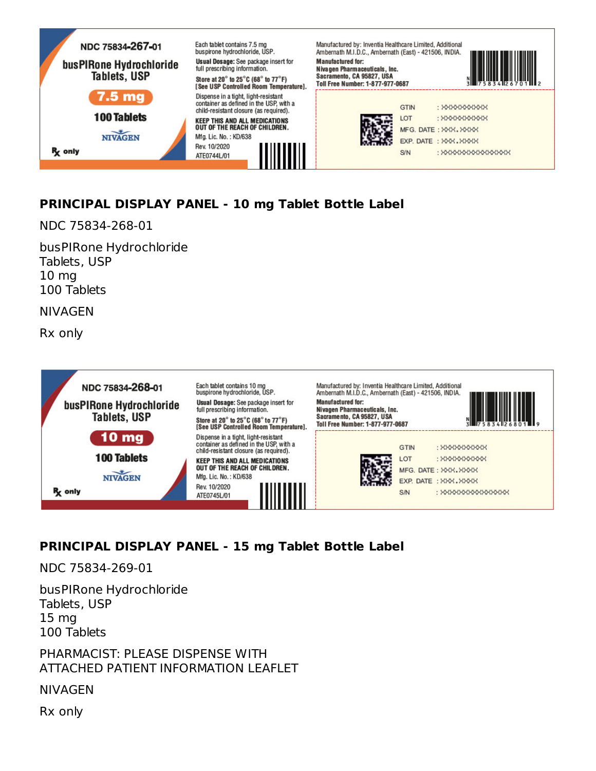NDC 75834-267-01

busPIRone Hydrochloride Tablets, USP

7.5 mg

100 Tablets

NIVAGEN

Rx only

Each tablet contains 7.5 mg buspirone hydrochloride, USP.

**Usual Dosage:** See package insert for full prescribing information.

Store at 20° to 25°C (68° to 77°F) [See USP Controlled Room Temperature].

Dispense in a tight, light-resistant container as defined in the USP, with a child-resistant closure (as required).

**KEEP THIS AND ALL MEDICATIONS OUT OF THE REACH OF CHILDREN.**

Mfg. Lic. No.: KD/638

Rev. 10/2020

ATE0744L/01

Manufactured by: Inventia Healthcare Limited, Additional Ambernath M.I.D.C., Ambernath (East) - 421506, INDIA.

**Manufactured for:**

**Nivagen Pharmaceuticals, Inc.**

**Sacramento, CA 95827, USA**

**Toll Free Number: 1-877-977-0687**

N 3 75834 26701 2

GTIN : XXXXXXXXXX

LOT : XXXXXXXXXX

MFG. DATE : XXX.XXXX

EXP. DATE : XXX.XXXX

S/N : XXXXXXXXXXXXXXX

## PRINCIPAL DISPLAY PANEL - 10 mg Tablet Bottle Label

NDC 75834-268-01

busPIRone Hydrochloride
Tablets, USP
10 mg
100 Tablets

NIVAGEN

Rx only

NDC 75834-268-01

busPIRone Hydrochloride Tablets, USP

10 mg

100 Tablets

NIVAGEN

Rx only

Each tablet contains 10 mg buspirone hydrochloride, USP.

**Usual Dosage:** See package insert for full prescribing information.

Store at 20° to 25°C (68° to 77°F) [See USP Controlled Room Temperature].

Dispense in a tight, light-resistant container as defined in the USP, with a child-resistant closure (as required).

**KEEP THIS AND ALL MEDICATIONS OUT OF THE REACH OF CHILDREN.**

Mfg. Lic. No.: KD/638

Rev. 10/2020

ATE0745L/01

Manufactured by: Inventia Healthcare Limited, Additional Ambernath M.I.D.C., Ambernath (East) - 421506, INDIA.

**Manufactured for:**

**Nivagen Pharmaceuticals, Inc.**

**Sacramento, CA 95827, USA**

**Toll Free Number: 1-877-977-0687**

N 3 75834 26801 9

GTIN : XXXXXXXXXX

LOT : XXXXXXXXXX

MFG. DATE : XXX.XXXX

EXP. DATE : XXX.XXXX

S/N : XXXXXXXXXXXXXXX

## PRINCIPAL DISPLAY PANEL - 15 mg Tablet Bottle Label

NDC 75834-269-01

busPIRone Hydrochloride
Tablets, USP
15 mg
100 Tablets

PHARMACIST: PLEASE DISPENSE WITH
ATTACHED PATIENT INFORMATION LEAFLET

NIVAGEN

Rx only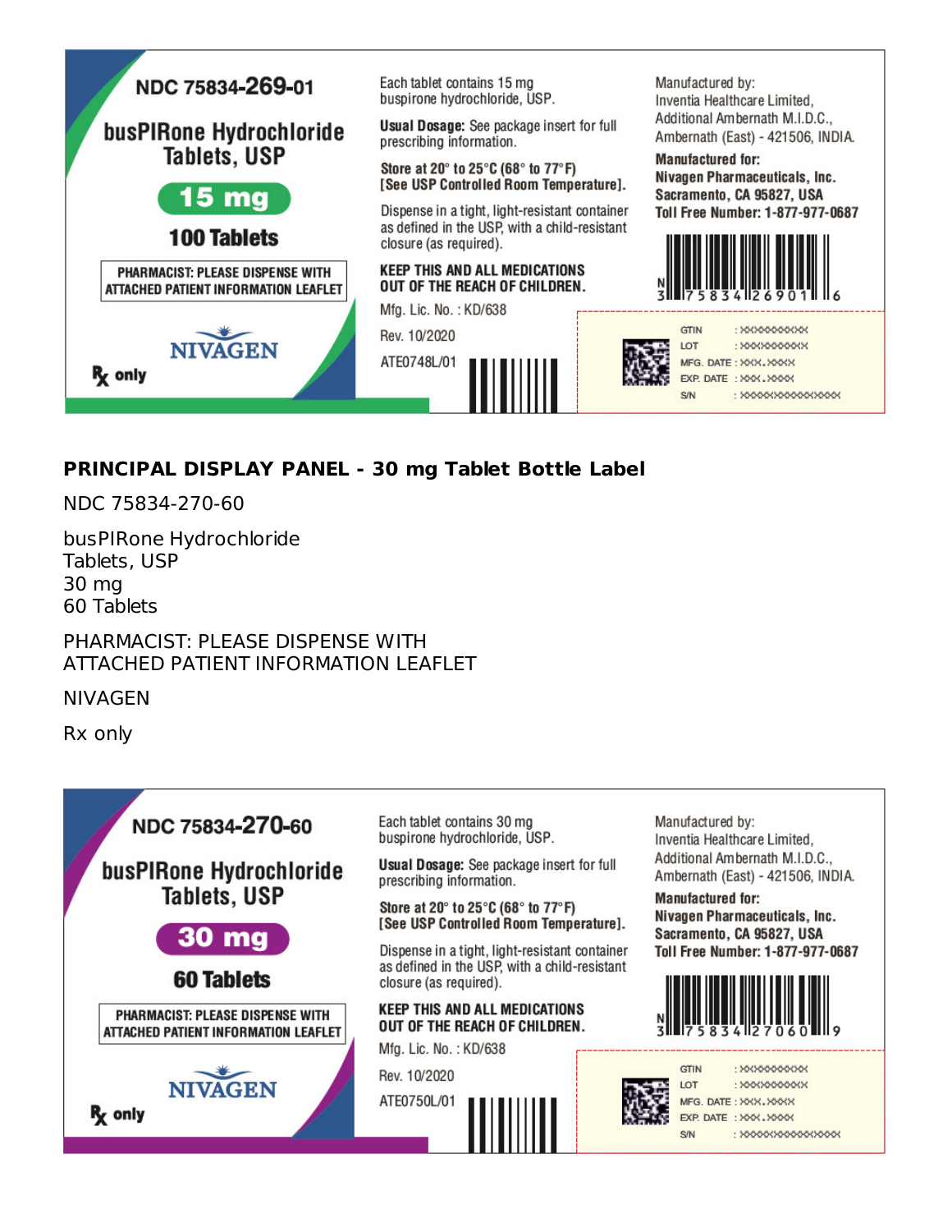NDC 75834-269-01

busPIRone Hydrochloride Tablets, USP

15 mg

100 Tablets

PHARMACIST: PLEASE DISPENSE WITH ATTACHED PATIENT INFORMATION LEAFLET

NIVAGEN

Rx only

Each tablet contains 15 mg buspirone hydrochloride, USP.

**Usual Dosage:** See package insert for full prescribing information.

Store at 20° to 25°C (68° to 77°F) [See USP Controlled Room Temperature].

Dispense in a tight, light-resistant container as defined in the USP, with a child-resistant closure (as required).

**KEEP THIS AND ALL MEDICATIONS OUT OF THE REACH OF CHILDREN.**

Mfg. Lic. No. : KD/638

Rev. 10/2020

ATE0748L/01

Manufactured by:
Inventia Healthcare Limited,
Additional Ambernath M.I.D.C.,
Ambernath (East) - 421506, INDIA.

**Manufactured for:**
**Nivagen Pharmaceuticals, Inc.**
**Sacramento, CA 95827, USA**
**Toll Free Number: 1-877-977-0687**

N 3 75834 26901 6

GTIN : XXXXXXXXXX
LOT : XXXXXXXXXX
MFG. DATE : XXX.XXXX
EXP. DATE : XXX.XXXX
S/N : XXXXXXXXXXXXXXX

## PRINCIPAL DISPLAY PANEL - 30 mg Tablet Bottle Label

NDC 75834-270-60

busPIRone Hydrochloride
Tablets, USP
30 mg
60 Tablets

PHARMACIST: PLEASE DISPENSE WITH
ATTACHED PATIENT INFORMATION LEAFLET

NIVAGEN

Rx only

NDC 75834-270-60

busPIRone Hydrochloride Tablets, USP

30 mg

60 Tablets

PHARMACIST: PLEASE DISPENSE WITH ATTACHED PATIENT INFORMATION LEAFLET

NIVAGEN

Rx only

Each tablet contains 30 mg buspirone hydrochloride, USP.

**Usual Dosage:** See package insert for full prescribing information.

Store at 20° to 25°C (68° to 77°F) [See USP Controlled Room Temperature].

Dispense in a tight, light-resistant container as defined in the USP, with a child-resistant closure (as required).

**KEEP THIS AND ALL MEDICATIONS OUT OF THE REACH OF CHILDREN.**

Mfg. Lic. No. : KD/638

Rev. 10/2020

ATE0750L/01

Manufactured by:
Inventia Healthcare Limited,
Additional Ambernath M.I.D.C.,
Ambernath (East) - 421506, INDIA.

**Manufactured for:**
**Nivagen Pharmaceuticals, Inc.**
**Sacramento, CA 95827, USA**
**Toll Free Number: 1-877-977-0687**

N 3 75834 27060 9

GTIN : XXXXXXXXXX
LOT : XXXXXXXXXX
MFG. DATE : XXX.XXXX
EXP. DATE : XXX.XXXX
S/N : XXXXXXXXXXXXXXX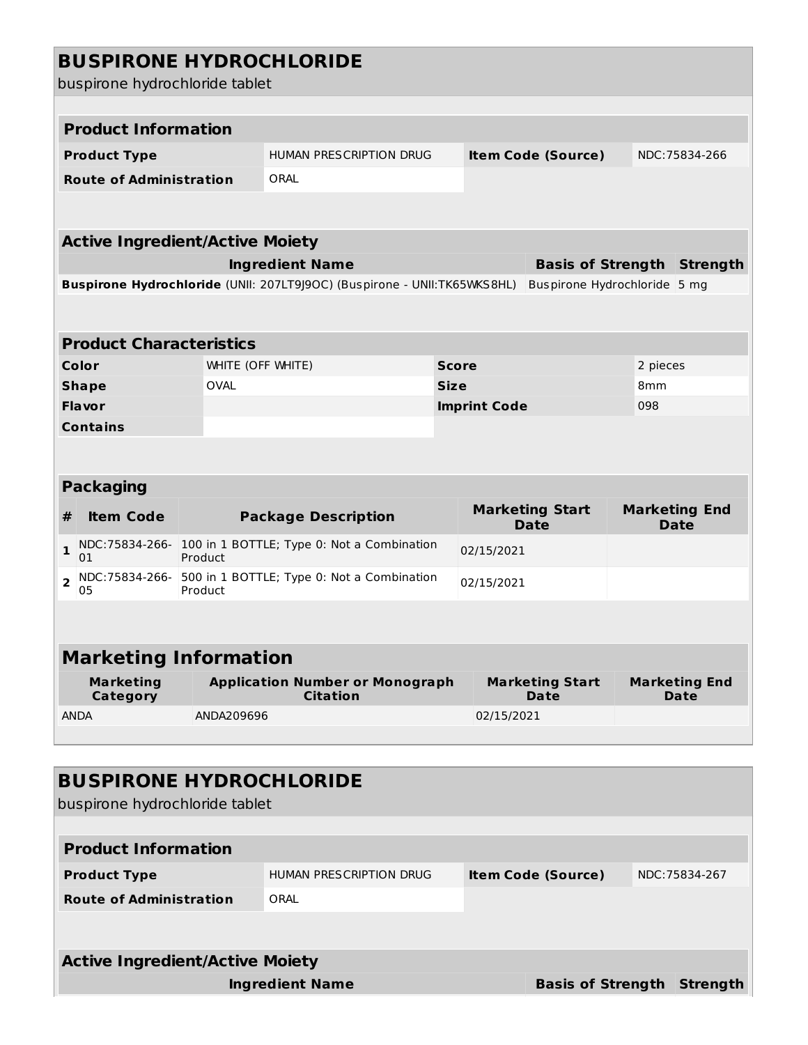# BUSPIRONE HYDROCHLORIDE

buspirone hydrochloride tablet

| **Product Information** | | | |
|---|---|---|---|
| **Product Type** | HUMAN PRESCRIPTION DRUG | **Item Code (Source)** | NDC:75834-266 |
| **Route of Administration** | ORAL | | |

| **Active Ingredient/Active Moiety** | | |
|---|---|---|
| **Ingredient Name** | **Basis of Strength** | **Strength** |
| **Buspirone Hydrochloride** (UNII: 207LT9J9OC) (Buspirone - UNII:TK65WKS8HL) | Buspirone Hydrochloride | 5 mg |

| **Product Characteristics** | | | |
|---|---|---|---|
| **Color** | WHITE (OFF WHITE) | **Score** | 2 pieces |
| **Shape** | OVAL | **Size** | 8mm |
| **Flavor** | | **Imprint Code** | 098 |
| **Contains** | | | |

| **Packaging** | | | | |
|---|---|---|---|---|
| **#** | **Item Code** | **Package Description** | **Marketing Start Date** | **Marketing End Date** |
| **1** | NDC:75834-266-01 | 100 in 1 BOTTLE; Type 0: Not a Combination Product | 02/15/2021 | |
| **2** | NDC:75834-266-05 | 500 in 1 BOTTLE; Type 0: Not a Combination Product | 02/15/2021 | |

| **Marketing Information** | | | |
|---|---|---|---|
| **Marketing Category** | **Application Number or Monograph Citation** | **Marketing Start Date** | **Marketing End Date** |
| ANDA | ANDA209696 | 02/15/2021 | |

# BUSPIRONE HYDROCHLORIDE

buspirone hydrochloride tablet

| **Product Information** | | | |
|---|---|---|---|
| **Product Type** | HUMAN PRESCRIPTION DRUG | **Item Code (Source)** | NDC:75834-267 |
| **Route of Administration** | ORAL | | |

| **Active Ingredient/Active Moiety** | | |
|---|---|---|
| **Ingredient Name** | **Basis of Strength** | **Strength** |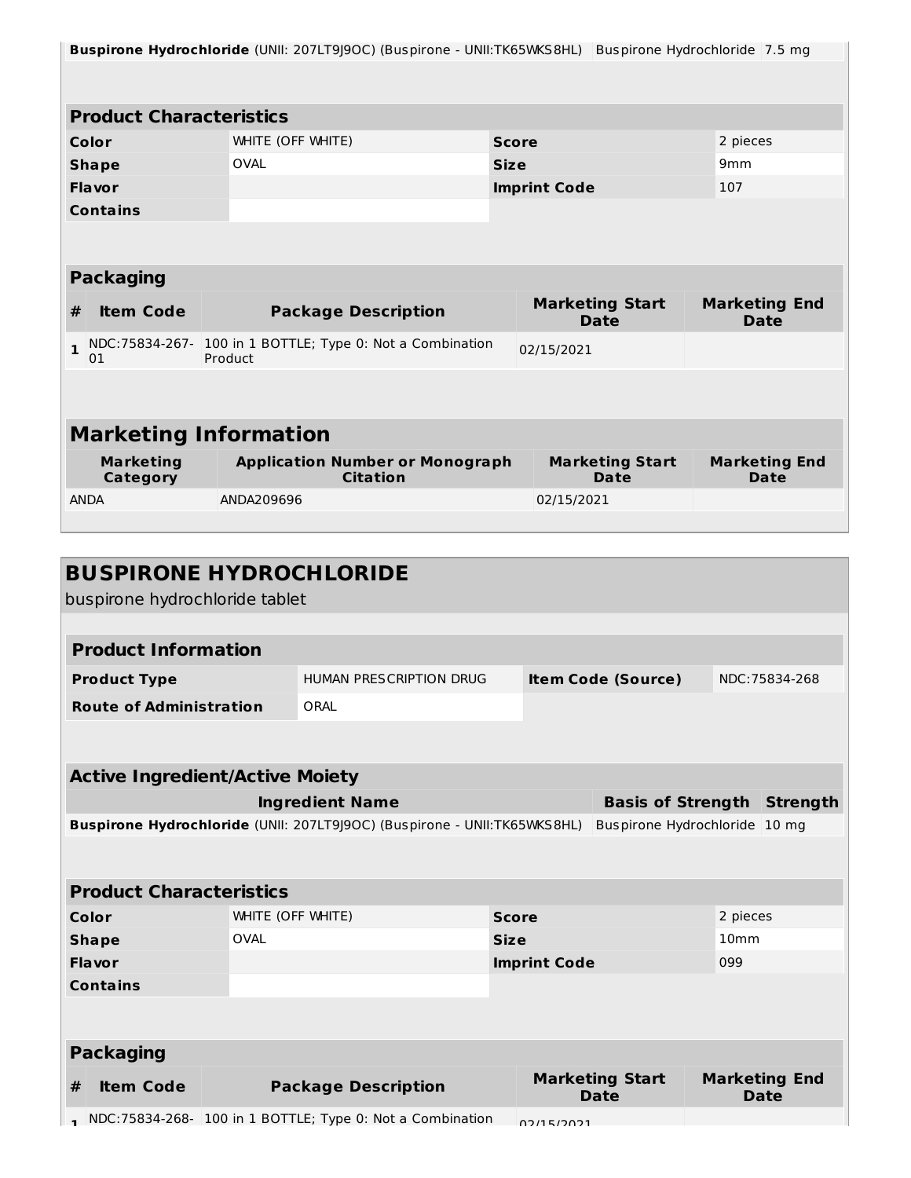| Buspirone Hydrochloride (UNII: 207LT9J9OC) (Buspirone - UNII:TK65WKS8HL) | Buspirone Hydrochloride | 7.5 mg |
|---|---|---|

| Product Characteristics | | | |
|---|---|---|---|
| Color | WHITE (OFF WHITE) | Score | 2 pieces |
| Shape | OVAL | Size | 9mm |
| Flavor | | Imprint Code | 107 |
| Contains | | | |

| Packaging | | | | |
|---|---|---|---|---|
| # | Item Code | Package Description | Marketing Start Date | Marketing End Date |
| 1 | NDC:75834-267-01 | 100 in 1 BOTTLE; Type 0: Not a Combination Product | 02/15/2021 | |

| Marketing Information | | | |
|---|---|---|---|
| Marketing Category | Application Number or Monograph Citation | Marketing Start Date | Marketing End Date |
| ANDA | ANDA209696 | 02/15/2021 | |

## BUSPIRONE HYDROCHLORIDE

buspirone hydrochloride tablet

| Product Information | | | |
|---|---|---|---|
| Product Type | HUMAN PRESCRIPTION DRUG | Item Code (Source) | NDC:75834-268 |
| Route of Administration | ORAL | | |

| Active Ingredient/Active Moiety | | |
|---|---|---|
| Ingredient Name | Basis of Strength | Strength |
| **Buspirone Hydrochloride** (UNII: 207LT9J9OC) (Buspirone - UNII:TK65WKS8HL) | Buspirone Hydrochloride | 10 mg |

| Product Characteristics | | | |
|---|---|---|---|
| Color | WHITE (OFF WHITE) | Score | 2 pieces |
| Shape | OVAL | Size | 10mm |
| Flavor | | Imprint Code | 099 |
| Contains | | | |

| Packaging | | | | |
|---|---|---|---|---|
| # | Item Code | Package Description | Marketing Start Date | Marketing End Date |
| 1 | NDC:75834-268- | 100 in 1 BOTTLE; Type 0: Not a Combination | 02/15/2021 | |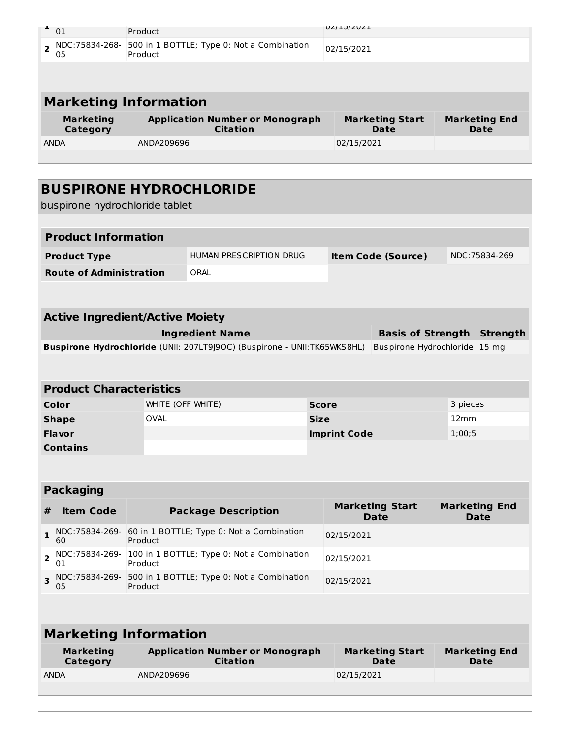| # | Item Code | Package Description | Marketing Start Date | Marketing End Date |
|---|---|---|---|---|
| 1 | 01 | Product | 02/15/2021 | |
| 2 | NDC:75834-268-05 | 500 in 1 BOTTLE; Type 0: Not a Combination Product | 02/15/2021 | |

## Marketing Information

| Marketing Category | Application Number or Monograph Citation | Marketing Start Date | Marketing End Date |
|---|---|---|---|
| ANDA | ANDA209696 | 02/15/2021 | |

# BUSPIRONE HYDROCHLORIDE

buspirone hydrochloride tablet

## Product Information

| | | | |
|---|---|---|---|
| **Product Type** | HUMAN PRESCRIPTION DRUG | **Item Code (Source)** | NDC:75834-269 |
| **Route of Administration** | ORAL | | |

## Active Ingredient/Active Moiety

| Ingredient Name | Basis of Strength | Strength |
|---|---|---|
| **Buspirone Hydrochloride** (UNII: 207LT9J9OC) (Buspirone - UNII:TK65WKS8HL) | Buspirone Hydrochloride | 15 mg |

## Product Characteristics

| | | | |
|---|---|---|---|
| **Color** | WHITE (OFF WHITE) | **Score** | 3 pieces |
| **Shape** | OVAL | **Size** | 12mm |
| **Flavor** | | **Imprint Code** | 1;00;5 |
| **Contains** | | | |

## Packaging

| # | Item Code | Package Description | Marketing Start Date | Marketing End Date |
|---|---|---|---|---|
| 1 | NDC:75834-269-60 | 60 in 1 BOTTLE; Type 0: Not a Combination Product | 02/15/2021 | |
| 2 | NDC:75834-269-01 | 100 in 1 BOTTLE; Type 0: Not a Combination Product | 02/15/2021 | |
| 3 | NDC:75834-269-05 | 500 in 1 BOTTLE; Type 0: Not a Combination Product | 02/15/2021 | |

## Marketing Information

| Marketing Category | Application Number or Monograph Citation | Marketing Start Date | Marketing End Date |
|---|---|---|---|
| ANDA | ANDA209696 | 02/15/2021 | |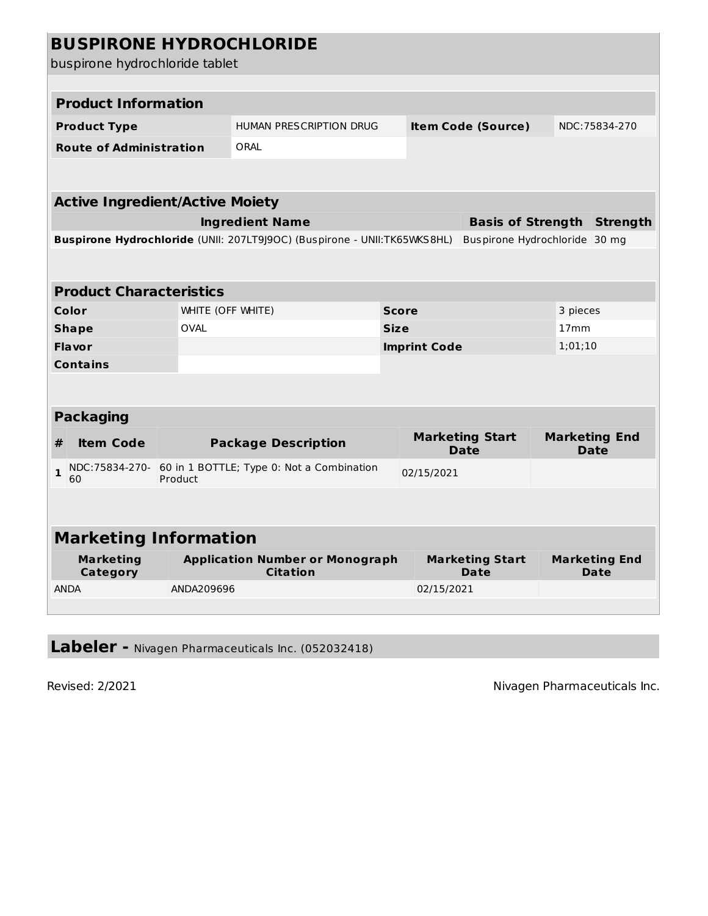# BUSPIRONE HYDROCHLORIDE

buspirone hydrochloride tablet

## Product Information

| | | | |
|---|---|---|---|
| **Product Type** | HUMAN PRESCRIPTION DRUG | **Item Code (Source)** | NDC:75834-270 |
| **Route of Administration** | ORAL | | |

## Active Ingredient/Active Moiety

| Ingredient Name | Basis of Strength | Strength |
|---|---|---|
| **Buspirone Hydrochloride** (UNII: 207LT9J9OC) (Buspirone - UNII:TK65WKS8HL) | Buspirone Hydrochloride | 30 mg |

## Product Characteristics

| | | | |
|---|---|---|---|
| **Color** | WHITE (OFF WHITE) | **Score** | 3 pieces |
| **Shape** | OVAL | **Size** | 17mm |
| **Flavor** | | **Imprint Code** | 1;01;10 |
| **Contains** | | | |

## Packaging

| # | Item Code | Package Description | Marketing Start Date | Marketing End Date |
|---|---|---|---|---|
| 1 | NDC:75834-270-60 | 60 in 1 BOTTLE; Type 0: Not a Combination Product | 02/15/2021 | |

## Marketing Information

| Marketing Category | Application Number or Monograph Citation | Marketing Start Date | Marketing End Date |
|---|---|---|---|
| ANDA | ANDA209696 | 02/15/2021 | |

**Labeler -** Nivagen Pharmaceuticals Inc. (052032418)

Revised: 2/2021

Nivagen Pharmaceuticals Inc.